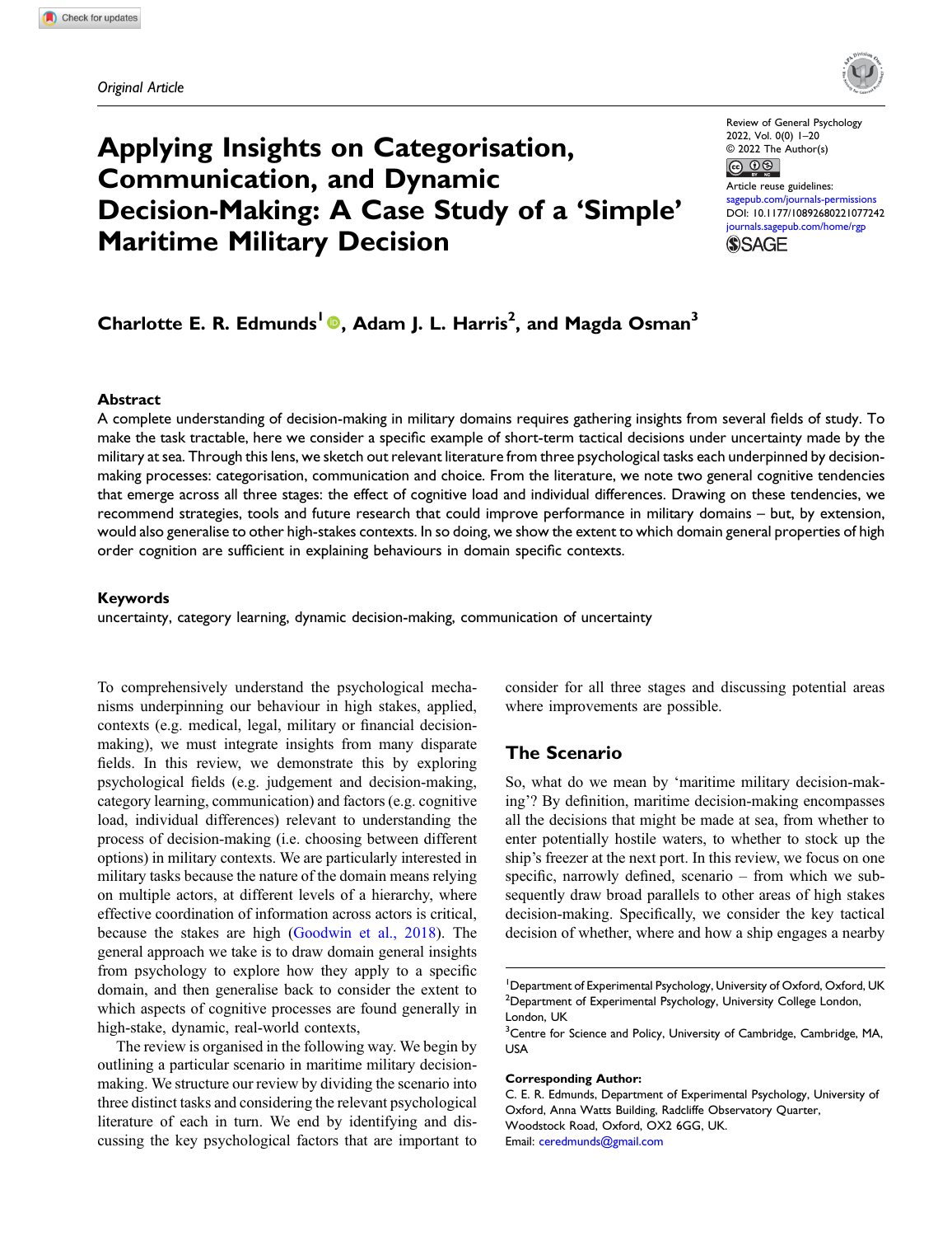*Original Article*

# Applying Insights on Categorisation, Communication, and Dynamic Decision-Making: A Case Study of a 'Simple' Maritime Military Decision

Review of General Psychology
2022, Vol. 0(0) 1–20
© 2022 The Author(s)
Article reuse guidelines:
sagepub.com/journals-permissions
DOI: 10.1177/10892680221077242
journals.sagepub.com/home/rgp

**Charlotte E. R. Edmunds[1], Adam J. L. Harris[2], and Magda Osman[3]**

## Abstract

A complete understanding of decision-making in military domains requires gathering insights from several fields of study. To make the task tractable, here we consider a specific example of short-term tactical decisions under uncertainty made by the military at sea. Through this lens, we sketch out relevant literature from three psychological tasks each underpinned by decision-making processes: categorisation, communication and choice. From the literature, we note two general cognitive tendencies that emerge across all three stages: the effect of cognitive load and individual differences. Drawing on these tendencies, we recommend strategies, tools and future research that could improve performance in military domains – but, by extension, would also generalise to other high-stakes contexts. In so doing, we show the extent to which domain general properties of high order cognition are sufficient in explaining behaviours in domain specific contexts.

## Keywords

uncertainty, category learning, dynamic decision-making, communication of uncertainty

To comprehensively understand the psychological mechanisms underpinning our behaviour in high stakes, applied, contexts (e.g. medical, legal, military or financial decision-making), we must integrate insights from many disparate fields. In this review, we demonstrate this by exploring psychological fields (e.g. judgement and decision-making, category learning, communication) and factors (e.g. cognitive load, individual differences) relevant to understanding the process of decision-making (i.e. choosing between different options) in military contexts. We are particularly interested in military tasks because the nature of the domain means relying on multiple actors, at different levels of a hierarchy, where effective coordination of information across actors is critical, because the stakes are high (Goodwin et al., 2018). The general approach we take is to draw domain general insights from psychology to explore how they apply to a specific domain, and then generalise back to consider the extent to which aspects of cognitive processes are found generally in high-stake, dynamic, real-world contexts,

The review is organised in the following way. We begin by outlining a particular scenario in maritime military decision-making. We structure our review by dividing the scenario into three distinct tasks and considering the relevant psychological literature of each in turn. We end by identifying and discussing the key psychological factors that are important to consider for all three stages and discussing potential areas where improvements are possible.

## The Scenario

So, what do we mean by 'maritime military decision-making'? By definition, maritime decision-making encompasses all the decisions that might be made at sea, from whether to enter potentially hostile waters, to whether to stock up the ship's freezer at the next port. In this review, we focus on one specific, narrowly defined, scenario – from which we subsequently draw broad parallels to other areas of high stakes decision-making. Specifically, we consider the key tactical decision of whether, where and how a ship engages a nearby

[1]Department of Experimental Psychology, University of Oxford, Oxford, UK
[2]Department of Experimental Psychology, University College London, London, UK
[3]Centre for Science and Policy, University of Cambridge, Cambridge, MA, USA

**Corresponding Author:**
C. E. R. Edmunds, Department of Experimental Psychology, University of Oxford, Anna Watts Building, Radcliffe Observatory Quarter, Woodstock Road, Oxford, OX2 6GG, UK.
Email: ceredmunds@gmail.com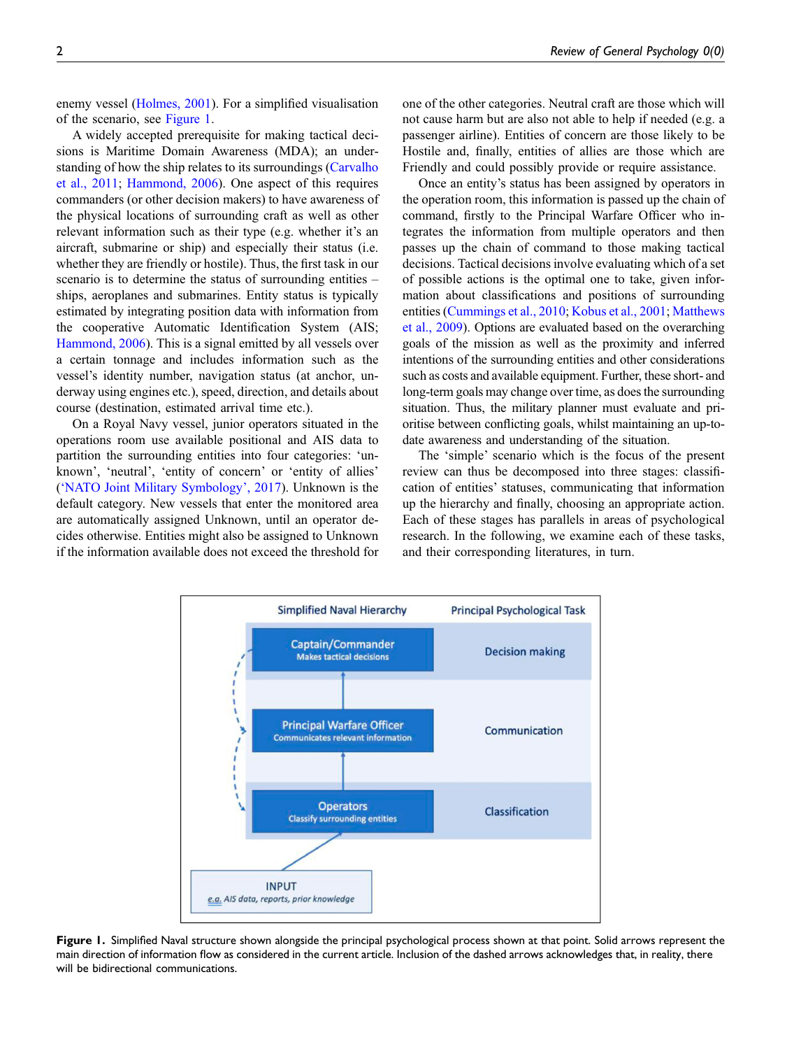enemy vessel (Holmes, 2001). For a simplified visualisation of the scenario, see Figure 1.

A widely accepted prerequisite for making tactical decisions is Maritime Domain Awareness (MDA); an understanding of how the ship relates to its surroundings (Carvalho et al., 2011; Hammond, 2006). One aspect of this requires commanders (or other decision makers) to have awareness of the physical locations of surrounding craft as well as other relevant information such as their type (e.g. whether it's an aircraft, submarine or ship) and especially their status (i.e. whether they are friendly or hostile). Thus, the first task in our scenario is to determine the status of surrounding entities – ships, aeroplanes and submarines. Entity status is typically estimated by integrating position data with information from the cooperative Automatic Identification System (AIS; Hammond, 2006). This is a signal emitted by all vessels over a certain tonnage and includes information such as the vessel's identity number, navigation status (at anchor, underway using engines etc.), speed, direction, and details about course (destination, estimated arrival time etc.).

On a Royal Navy vessel, junior operators situated in the operations room use available positional and AIS data to partition the surrounding entities into four categories: 'unknown', 'neutral', 'entity of concern' or 'entity of allies' ('NATO Joint Military Symbology', 2017). Unknown is the default category. New vessels that enter the monitored area are automatically assigned Unknown, until an operator decides otherwise. Entities might also be assigned to Unknown if the information available does not exceed the threshold for one of the other categories. Neutral craft are those which will not cause harm but are also not able to help if needed (e.g. a passenger airline). Entities of concern are those likely to be Hostile and, finally, entities of allies are those which are Friendly and could possibly provide or require assistance.

Once an entity's status has been assigned by operators in the operation room, this information is passed up the chain of command, firstly to the Principal Warfare Officer who integrates the information from multiple operators and then passes up the chain of command to those making tactical decisions. Tactical decisions involve evaluating which of a set of possible actions is the optimal one to take, given information about classifications and positions of surrounding entities (Cummings et al., 2010; Kobus et al., 2001; Matthews et al., 2009). Options are evaluated based on the overarching goals of the mission as well as the proximity and inferred intentions of the surrounding entities and other considerations such as costs and available equipment. Further, these short- and long-term goals may change over time, as does the surrounding situation. Thus, the military planner must evaluate and prioritise between conflicting goals, whilst maintaining an up-to-date awareness and understanding of the situation.

The 'simple' scenario which is the focus of the present review can thus be decomposed into three stages: classification of entities' statuses, communicating that information up the hierarchy and finally, choosing an appropriate action. Each of these stages has parallels in areas of psychological research. In the following, we examine each of these tasks, and their corresponding literatures, in turn.

| Simplified Naval Hierarchy | Principal Psychological Task |
|---|---|
| Captain/Commander — Makes tactical decisions | Decision making |
| Principal Warfare Officer — Communicates relevant information | Communication |
| Operators — Classify surrounding entities | Classification |
| INPUT — e.g. AIS data, reports, prior knowledge | |

**Figure 1.** Simplified Naval structure shown alongside the principal psychological process shown at that point. Solid arrows represent the main direction of information flow as considered in the current article. Inclusion of the dashed arrows acknowledges that, in reality, there will be bidirectional communications.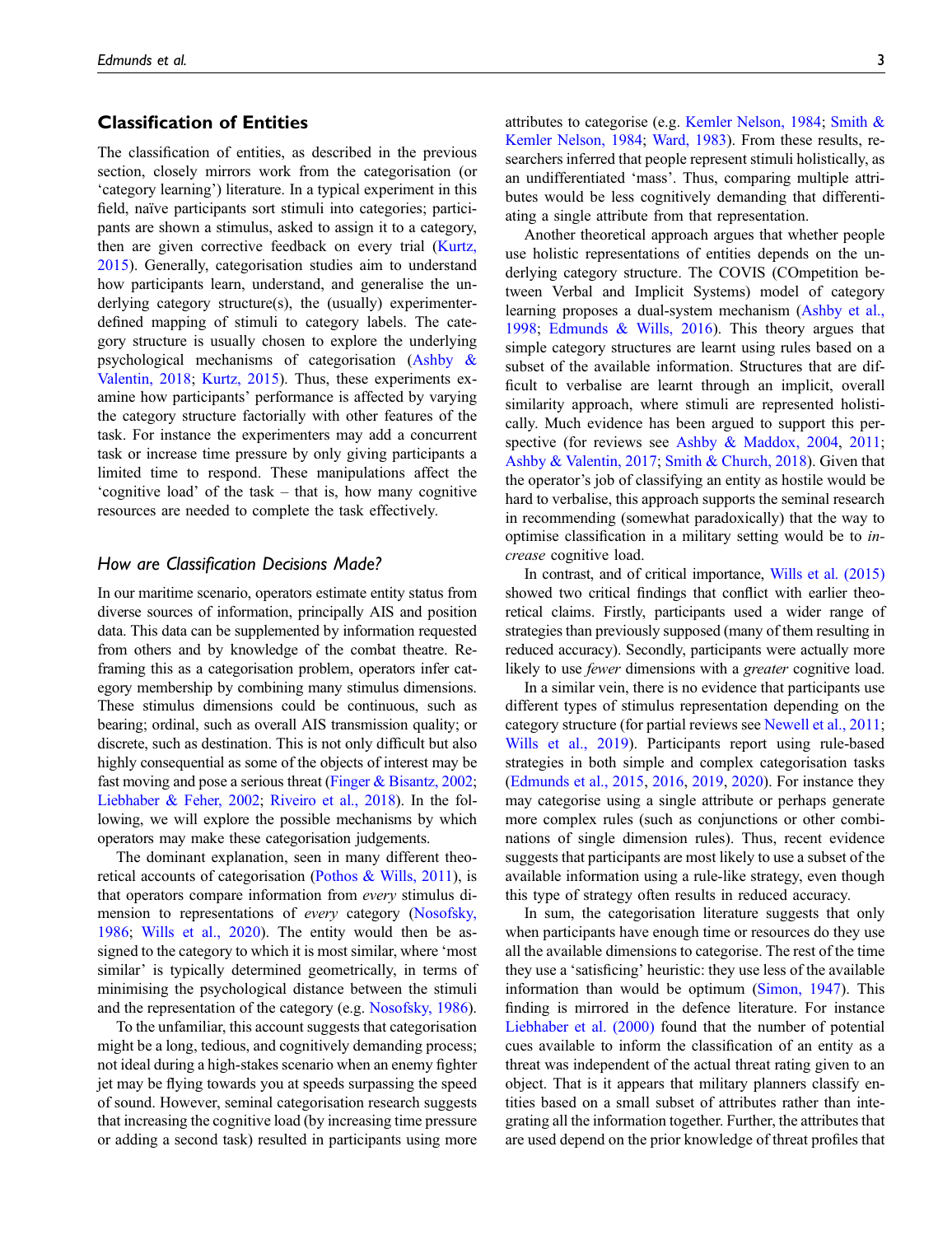## Classification of Entities

The classification of entities, as described in the previous section, closely mirrors work from the categorisation (or 'category learning') literature. In a typical experiment in this field, naïve participants sort stimuli into categories; participants are shown a stimulus, asked to assign it to a category, then are given corrective feedback on every trial (Kurtz, 2015). Generally, categorisation studies aim to understand how participants learn, understand, and generalise the underlying category structure(s), the (usually) experimenter-defined mapping of stimuli to category labels. The category structure is usually chosen to explore the underlying psychological mechanisms of categorisation (Ashby & Valentin, 2018; Kurtz, 2015). Thus, these experiments examine how participants' performance is affected by varying the category structure factorially with other features of the task. For instance the experimenters may add a concurrent task or increase time pressure by only giving participants a limited time to respond. These manipulations affect the 'cognitive load' of the task – that is, how many cognitive resources are needed to complete the task effectively.

### How are Classification Decisions Made?

In our maritime scenario, operators estimate entity status from diverse sources of information, principally AIS and position data. This data can be supplemented by information requested from others and by knowledge of the combat theatre. Reframing this as a categorisation problem, operators infer category membership by combining many stimulus dimensions. These stimulus dimensions could be continuous, such as bearing; ordinal, such as overall AIS transmission quality; or discrete, such as destination. This is not only difficult but also highly consequential as some of the objects of interest may be fast moving and pose a serious threat (Finger & Bisantz, 2002; Liebhaber & Feher, 2002; Riveiro et al., 2018). In the following, we will explore the possible mechanisms by which operators may make these categorisation judgements.

The dominant explanation, seen in many different theoretical accounts of categorisation (Pothos & Wills, 2011), is that operators compare information from *every* stimulus dimension to representations of *every* category (Nosofsky, 1986; Wills et al., 2020). The entity would then be assigned to the category to which it is most similar, where 'most similar' is typically determined geometrically, in terms of minimising the psychological distance between the stimuli and the representation of the category (e.g. Nosofsky, 1986).

To the unfamiliar, this account suggests that categorisation might be a long, tedious, and cognitively demanding process; not ideal during a high-stakes scenario when an enemy fighter jet may be flying towards you at speeds surpassing the speed of sound. However, seminal categorisation research suggests that increasing the cognitive load (by increasing time pressure or adding a second task) resulted in participants using more attributes to categorise (e.g. Kemler Nelson, 1984; Smith & Kemler Nelson, 1984; Ward, 1983). From these results, researchers inferred that people represent stimuli holistically, as an undifferentiated 'mass'. Thus, comparing multiple attributes would be less cognitively demanding that differentiating a single attribute from that representation.

Another theoretical approach argues that whether people use holistic representations of entities depends on the underlying category structure. The COVIS (COmpetition between Verbal and Implicit Systems) model of category learning proposes a dual-system mechanism (Ashby et al., 1998; Edmunds & Wills, 2016). This theory argues that simple category structures are learnt using rules based on a subset of the available information. Structures that are difficult to verbalise are learnt through an implicit, overall similarity approach, where stimuli are represented holistically. Much evidence has been argued to support this perspective (for reviews see Ashby & Maddox, 2004, 2011; Ashby & Valentin, 2017; Smith & Church, 2018). Given that the operator's job of classifying an entity as hostile would be hard to verbalise, this approach supports the seminal research in recommending (somewhat paradoxically) that the way to optimise classification in a military setting would be to *increase* cognitive load.

In contrast, and of critical importance, Wills et al. (2015) showed two critical findings that conflict with earlier theoretical claims. Firstly, participants used a wider range of strategies than previously supposed (many of them resulting in reduced accuracy). Secondly, participants were actually more likely to use *fewer* dimensions with a *greater* cognitive load.

In a similar vein, there is no evidence that participants use different types of stimulus representation depending on the category structure (for partial reviews see Newell et al., 2011; Wills et al., 2019). Participants report using rule-based strategies in both simple and complex categorisation tasks (Edmunds et al., 2015, 2016, 2019, 2020). For instance they may categorise using a single attribute or perhaps generate more complex rules (such as conjunctions or other combinations of single dimension rules). Thus, recent evidence suggests that participants are most likely to use a subset of the available information using a rule-like strategy, even though this type of strategy often results in reduced accuracy.

In sum, the categorisation literature suggests that only when participants have enough time or resources do they use all the available dimensions to categorise. The rest of the time they use a 'satisficing' heuristic: they use less of the available information than would be optimum (Simon, 1947). This finding is mirrored in the defence literature. For instance Liebhaber et al. (2000) found that the number of potential cues available to inform the classification of an entity as a threat was independent of the actual threat rating given to an object. That is it appears that military planners classify entities based on a small subset of attributes rather than integrating all the information together. Further, the attributes that are used depend on the prior knowledge of threat profiles that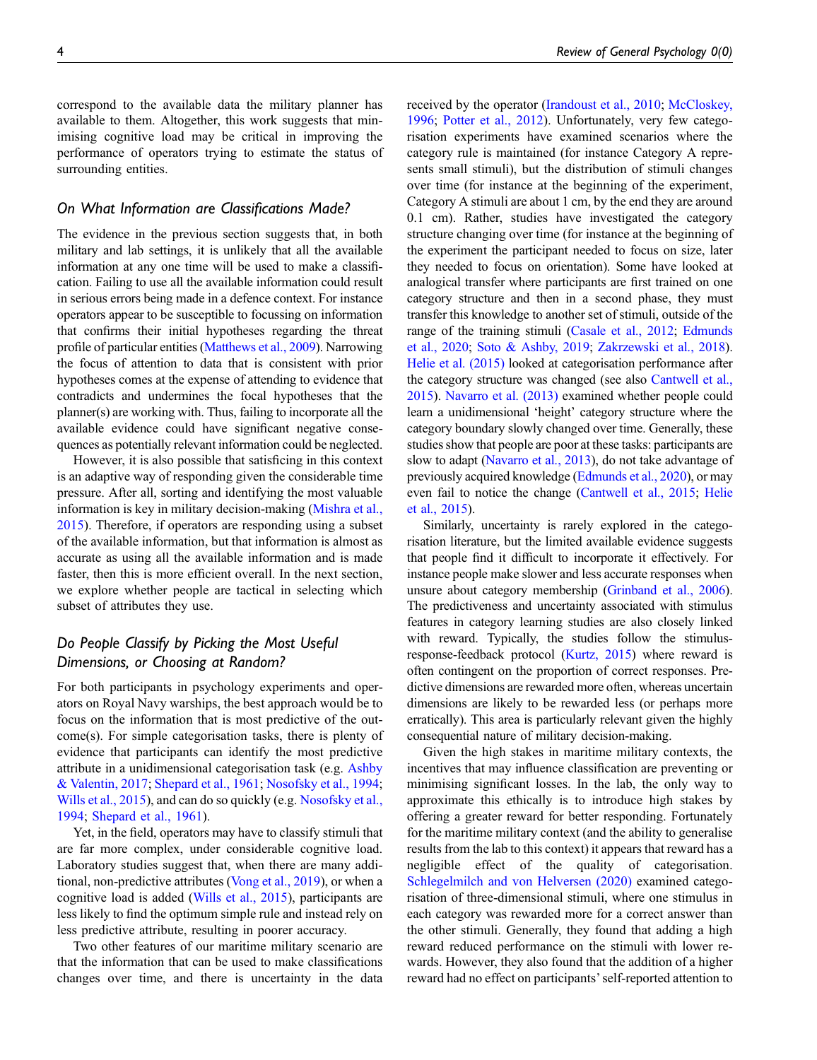correspond to the available data the military planner has available to them. Altogether, this work suggests that minimising cognitive load may be critical in improving the performance of operators trying to estimate the status of surrounding entities.

### On What Information are Classifications Made?

The evidence in the previous section suggests that, in both military and lab settings, it is unlikely that all the available information at any one time will be used to make a classification. Failing to use all the available information could result in serious errors being made in a defence context. For instance operators appear to be susceptible to focussing on information that confirms their initial hypotheses regarding the threat profile of particular entities (Matthews et al., 2009). Narrowing the focus of attention to data that is consistent with prior hypotheses comes at the expense of attending to evidence that contradicts and undermines the focal hypotheses that the planner(s) are working with. Thus, failing to incorporate all the available evidence could have significant negative consequences as potentially relevant information could be neglected.

However, it is also possible that satisficing in this context is an adaptive way of responding given the considerable time pressure. After all, sorting and identifying the most valuable information is key in military decision-making (Mishra et al., 2015). Therefore, if operators are responding using a subset of the available information, but that information is almost as accurate as using all the available information and is made faster, then this is more efficient overall. In the next section, we explore whether people are tactical in selecting which subset of attributes they use.

### Do People Classify by Picking the Most Useful Dimensions, or Choosing at Random?

For both participants in psychology experiments and operators on Royal Navy warships, the best approach would be to focus on the information that is most predictive of the outcome(s). For simple categorisation tasks, there is plenty of evidence that participants can identify the most predictive attribute in a unidimensional categorisation task (e.g. Ashby & Valentin, 2017; Shepard et al., 1961; Nosofsky et al., 1994; Wills et al., 2015), and can do so quickly (e.g. Nosofsky et al., 1994; Shepard et al., 1961).

Yet, in the field, operators may have to classify stimuli that are far more complex, under considerable cognitive load. Laboratory studies suggest that, when there are many additional, non-predictive attributes (Vong et al., 2019), or when a cognitive load is added (Wills et al., 2015), participants are less likely to find the optimum simple rule and instead rely on less predictive attribute, resulting in poorer accuracy.

Two other features of our maritime military scenario are that the information that can be used to make classifications changes over time, and there is uncertainty in the data received by the operator (Irandoust et al., 2010; McCloskey, 1996; Potter et al., 2012). Unfortunately, very few categorisation experiments have examined scenarios where the category rule is maintained (for instance Category A represents small stimuli), but the distribution of stimuli changes over time (for instance at the beginning of the experiment, Category A stimuli are about 1 cm, by the end they are around 0.1 cm). Rather, studies have investigated the category structure changing over time (for instance at the beginning of the experiment the participant needed to focus on size, later they needed to focus on orientation). Some have looked at analogical transfer where participants are first trained on one category structure and then in a second phase, they must transfer this knowledge to another set of stimuli, outside of the range of the training stimuli (Casale et al., 2012; Edmunds et al., 2020; Soto & Ashby, 2019; Zakrzewski et al., 2018). Helie et al. (2015) looked at categorisation performance after the category structure was changed (see also Cantwell et al., 2015). Navarro et al. (2013) examined whether people could learn a unidimensional 'height' category structure where the category boundary slowly changed over time. Generally, these studies show that people are poor at these tasks: participants are slow to adapt (Navarro et al., 2013), do not take advantage of previously acquired knowledge (Edmunds et al., 2020), or may even fail to notice the change (Cantwell et al., 2015; Helie et al., 2015).

Similarly, uncertainty is rarely explored in the categorisation literature, but the limited available evidence suggests that people find it difficult to incorporate it effectively. For instance people make slower and less accurate responses when unsure about category membership (Grinband et al., 2006). The predictiveness and uncertainty associated with stimulus features in category learning studies are also closely linked with reward. Typically, the studies follow the stimulus-response-feedback protocol (Kurtz, 2015) where reward is often contingent on the proportion of correct responses. Predictive dimensions are rewarded more often, whereas uncertain dimensions are likely to be rewarded less (or perhaps more erratically). This area is particularly relevant given the highly consequential nature of military decision-making.

Given the high stakes in maritime military contexts, the incentives that may influence classification are preventing or minimising significant losses. In the lab, the only way to approximate this ethically is to introduce high stakes by offering a greater reward for better responding. Fortunately for the maritime military context (and the ability to generalise results from the lab to this context) it appears that reward has a negligible effect of the quality of categorisation. Schlegelmilch and von Helversen (2020) examined categorisation of three-dimensional stimuli, where one stimulus in each category was rewarded more for a correct answer than the other stimuli. Generally, they found that adding a high reward reduced performance on the stimuli with lower rewards. However, they also found that the addition of a higher reward had no effect on participants' self-reported attention to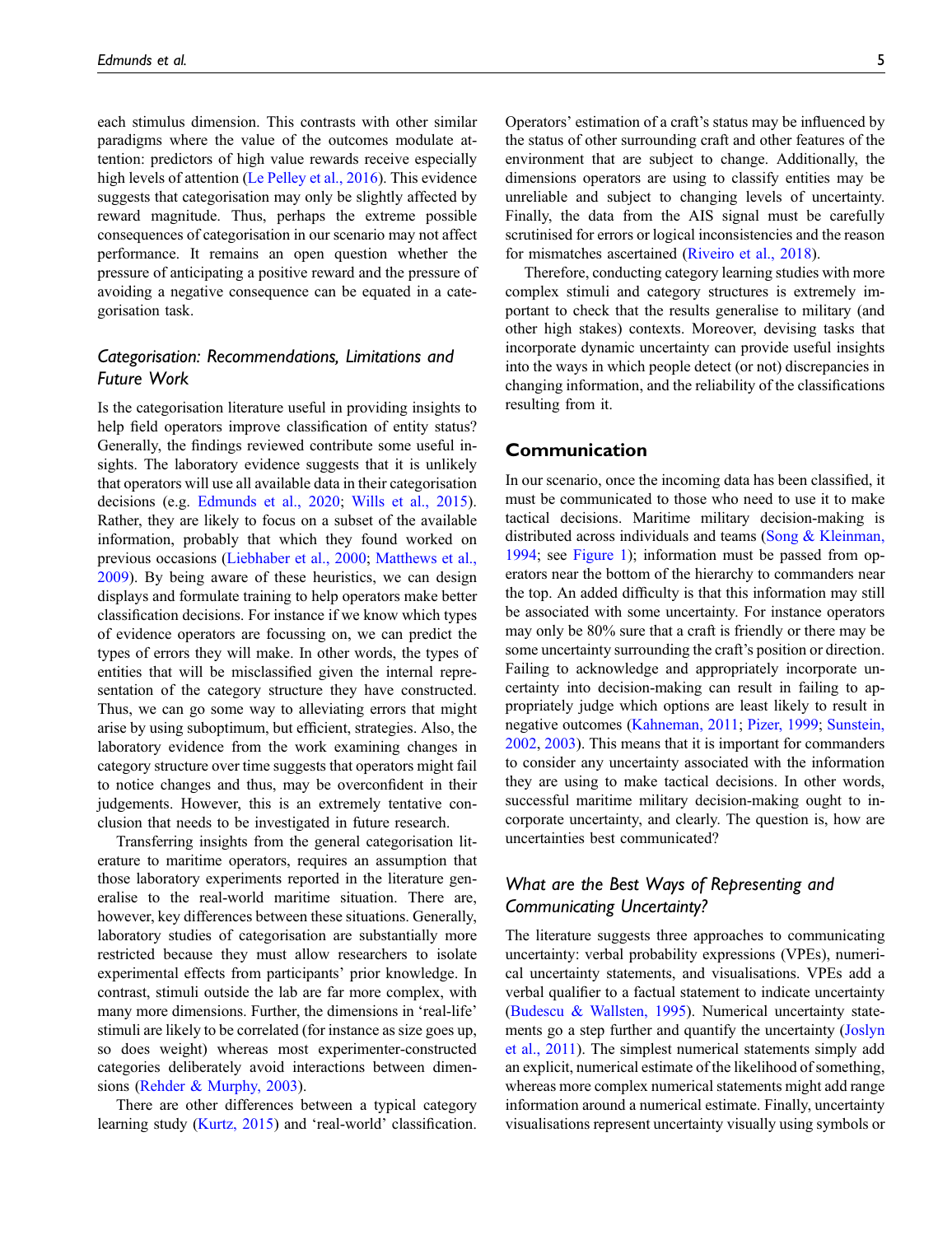each stimulus dimension. This contrasts with other similar paradigms where the value of the outcomes modulate attention: predictors of high value rewards receive especially high levels of attention (Le Pelley et al., 2016). This evidence suggests that categorisation may only be slightly affected by reward magnitude. Thus, perhaps the extreme possible consequences of categorisation in our scenario may not affect performance. It remains an open question whether the pressure of anticipating a positive reward and the pressure of avoiding a negative consequence can be equated in a categorisation task.

### *Categorisation: Recommendations, Limitations and Future Work*

Is the categorisation literature useful in providing insights to help field operators improve classification of entity status? Generally, the findings reviewed contribute some useful insights. The laboratory evidence suggests that it is unlikely that operators will use all available data in their categorisation decisions (e.g. Edmunds et al., 2020; Wills et al., 2015). Rather, they are likely to focus on a subset of the available information, probably that which they found worked on previous occasions (Liebhaber et al., 2000; Matthews et al., 2009). By being aware of these heuristics, we can design displays and formulate training to help operators make better classification decisions. For instance if we know which types of evidence operators are focussing on, we can predict the types of errors they will make. In other words, the types of entities that will be misclassified given the internal representation of the category structure they have constructed. Thus, we can go some way to alleviating errors that might arise by using suboptimum, but efficient, strategies. Also, the laboratory evidence from the work examining changes in category structure over time suggests that operators might fail to notice changes and thus, may be overconfident in their judgements. However, this is an extremely tentative conclusion that needs to be investigated in future research.

Transferring insights from the general categorisation literature to maritime operators, requires an assumption that those laboratory experiments reported in the literature generalise to the real-world maritime situation. There are, however, key differences between these situations. Generally, laboratory studies of categorisation are substantially more restricted because they must allow researchers to isolate experimental effects from participants' prior knowledge. In contrast, stimuli outside the lab are far more complex, with many more dimensions. Further, the dimensions in 'real-life' stimuli are likely to be correlated (for instance as size goes up, so does weight) whereas most experimenter-constructed categories deliberately avoid interactions between dimensions (Rehder & Murphy, 2003).

There are other differences between a typical category learning study (Kurtz, 2015) and 'real-world' classification. Operators' estimation of a craft's status may be influenced by the status of other surrounding craft and other features of the environment that are subject to change. Additionally, the dimensions operators are using to classify entities may be unreliable and subject to changing levels of uncertainty. Finally, the data from the AIS signal must be carefully scrutinised for errors or logical inconsistencies and the reason for mismatches ascertained (Riveiro et al., 2018).

Therefore, conducting category learning studies with more complex stimuli and category structures is extremely important to check that the results generalise to military (and other high stakes) contexts. Moreover, devising tasks that incorporate dynamic uncertainty can provide useful insights into the ways in which people detect (or not) discrepancies in changing information, and the reliability of the classifications resulting from it.

## Communication

In our scenario, once the incoming data has been classified, it must be communicated to those who need to use it to make tactical decisions. Maritime military decision-making is distributed across individuals and teams (Song & Kleinman, 1994; see Figure 1); information must be passed from operators near the bottom of the hierarchy to commanders near the top. An added difficulty is that this information may still be associated with some uncertainty. For instance operators may only be 80% sure that a craft is friendly or there may be some uncertainty surrounding the craft's position or direction. Failing to acknowledge and appropriately incorporate uncertainty into decision-making can result in failing to appropriately judge which options are least likely to result in negative outcomes (Kahneman, 2011; Pizer, 1999; Sunstein, 2002, 2003). This means that it is important for commanders to consider any uncertainty associated with the information they are using to make tactical decisions. In other words, successful maritime military decision-making ought to incorporate uncertainty, and clearly. The question is, how are uncertainties best communicated?

### *What are the Best Ways of Representing and Communicating Uncertainty?*

The literature suggests three approaches to communicating uncertainty: verbal probability expressions (VPEs), numerical uncertainty statements, and visualisations. VPEs add a verbal qualifier to a factual statement to indicate uncertainty (Budescu & Wallsten, 1995). Numerical uncertainty statements go a step further and quantify the uncertainty (Joslyn et al., 2011). The simplest numerical statements simply add an explicit, numerical estimate of the likelihood of something, whereas more complex numerical statements might add range information around a numerical estimate. Finally, uncertainty visualisations represent uncertainty visually using symbols or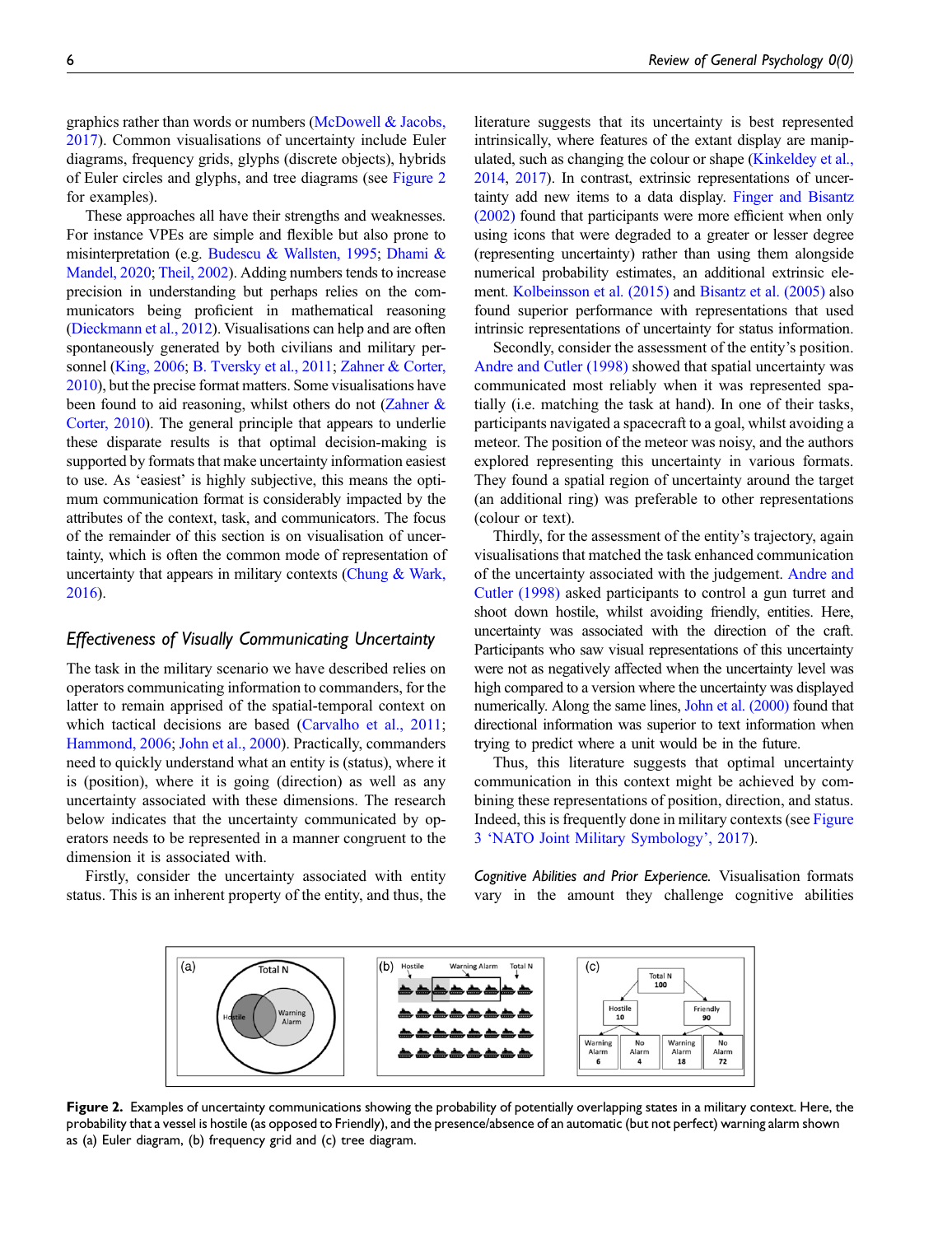graphics rather than words or numbers (McDowell & Jacobs, 2017). Common visualisations of uncertainty include Euler diagrams, frequency grids, glyphs (discrete objects), hybrids of Euler circles and glyphs, and tree diagrams (see Figure 2 for examples).

These approaches all have their strengths and weaknesses. For instance VPEs are simple and flexible but also prone to misinterpretation (e.g. Budescu & Wallsten, 1995; Dhami & Mandel, 2020; Theil, 2002). Adding numbers tends to increase precision in understanding but perhaps relies on the communicators being proficient in mathematical reasoning (Dieckmann et al., 2012). Visualisations can help and are often spontaneously generated by both civilians and military personnel (King, 2006; B. Tversky et al., 2011; Zahner & Corter, 2010), but the precise format matters. Some visualisations have been found to aid reasoning, whilst others do not (Zahner & Corter, 2010). The general principle that appears to underlie these disparate results is that optimal decision-making is supported by formats that make uncertainty information easiest to use. As 'easiest' is highly subjective, this means the optimum communication format is considerably impacted by the attributes of the context, task, and communicators. The focus of the remainder of this section is on visualisation of uncertainty, which is often the common mode of representation of uncertainty that appears in military contexts (Chung & Wark, 2016).

## *Effectiveness of Visually Communicating Uncertainty*

The task in the military scenario we have described relies on operators communicating information to commanders, for the latter to remain apprised of the spatial-temporal context on which tactical decisions are based (Carvalho et al., 2011; Hammond, 2006; John et al., 2000). Practically, commanders need to quickly understand what an entity is (status), where it is (position), where it is going (direction) as well as any uncertainty associated with these dimensions. The research below indicates that the uncertainty communicated by operators needs to be represented in a manner congruent to the dimension it is associated with.

Firstly, consider the uncertainty associated with entity status. This is an inherent property of the entity, and thus, the literature suggests that its uncertainty is best represented intrinsically, where features of the extant display are manipulated, such as changing the colour or shape (Kinkeldey et al., 2014, 2017). In contrast, extrinsic representations of uncertainty add new items to a data display. Finger and Bisantz (2002) found that participants were more efficient when only using icons that were degraded to a greater or lesser degree (representing uncertainty) rather than using them alongside numerical probability estimates, an additional extrinsic element. Kolbeinsson et al. (2015) and Bisantz et al. (2005) also found superior performance with representations that used intrinsic representations of uncertainty for status information.

Secondly, consider the assessment of the entity's position. Andre and Cutler (1998) showed that spatial uncertainty was communicated most reliably when it was represented spatially (i.e. matching the task at hand). In one of their tasks, participants navigated a spacecraft to a goal, whilst avoiding a meteor. The position of the meteor was noisy, and the authors explored representing this uncertainty in various formats. They found a spatial region of uncertainty around the target (an additional ring) was preferable to other representations (colour or text).

Thirdly, for the assessment of the entity's trajectory, again visualisations that matched the task enhanced communication of the uncertainty associated with the judgement. Andre and Cutler (1998) asked participants to control a gun turret and shoot down hostile, whilst avoiding friendly, entities. Here, uncertainty was associated with the direction of the craft. Participants who saw visual representations of this uncertainty were not as negatively affected when the uncertainty level was high compared to a version where the uncertainty was displayed numerically. Along the same lines, John et al. (2000) found that directional information was superior to text information when trying to predict where a unit would be in the future.

Thus, this literature suggests that optimal uncertainty communication in this context might be achieved by combining these representations of position, direction, and status. Indeed, this is frequently done in military contexts (see Figure 3 'NATO Joint Military Symbology', 2017).

*Cognitive Abilities and Prior Experience.* Visualisation formats vary in the amount they challenge cognitive abilities

**Figure 2.** Examples of uncertainty communications showing the probability of potentially overlapping states in a military context. Here, the probability that a vessel is hostile (as opposed to Friendly), and the presence/absence of an automatic (but not perfect) warning alarm shown as (a) Euler diagram, (b) frequency grid and (c) tree diagram.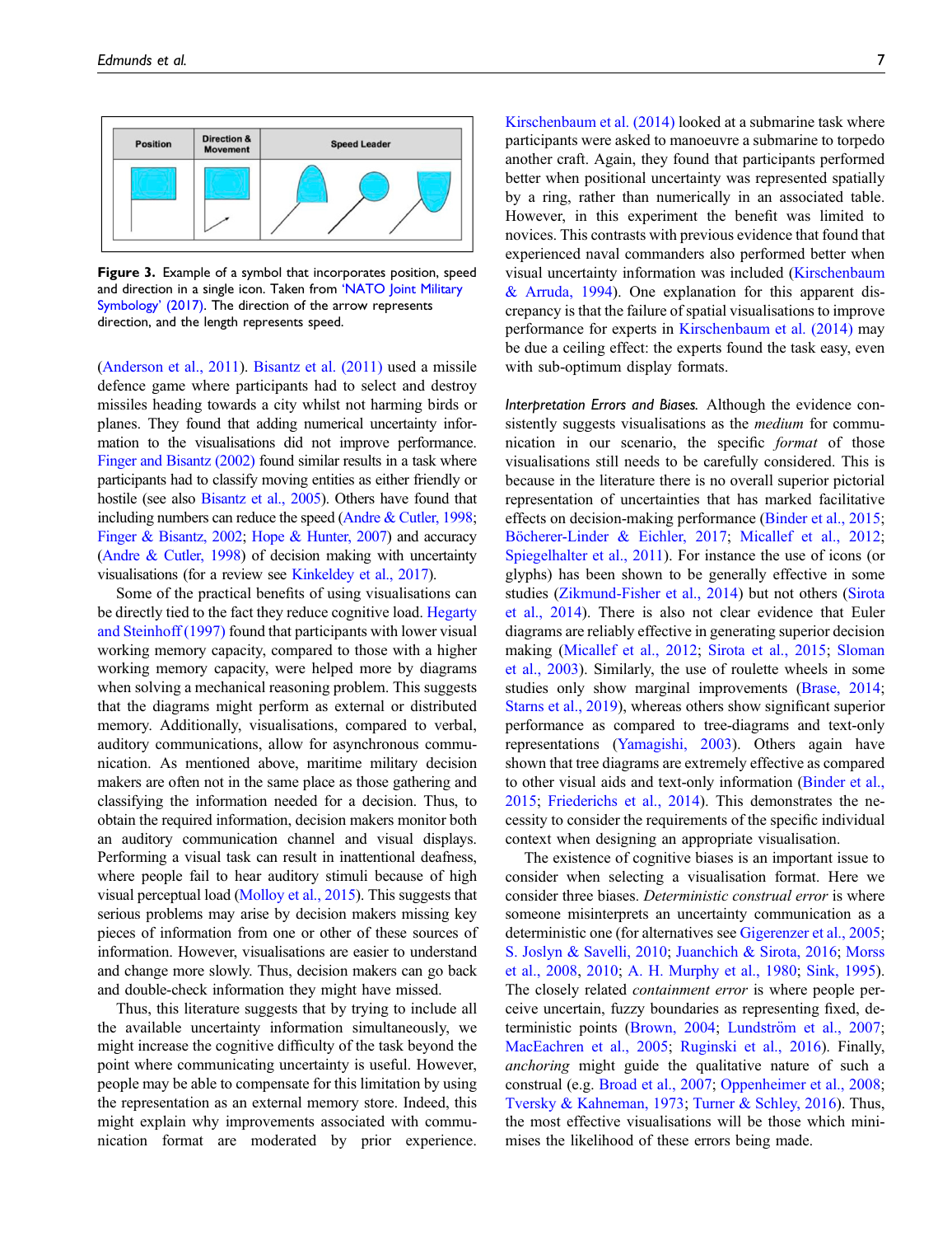| Position | Direction & Movement | Speed Leader |
| --- | --- | --- |
| | | |

**Figure 3.** Example of a symbol that incorporates position, speed and direction in a single icon. Taken from 'NATO Joint Military Symbology' (2017). The direction of the arrow represents direction, and the length represents speed.

(Anderson et al., 2011). Bisantz et al. (2011) used a missile defence game where participants had to select and destroy missiles heading towards a city whilst not harming birds or planes. They found that adding numerical uncertainty information to the visualisations did not improve performance. Finger and Bisantz (2002) found similar results in a task where participants had to classify moving entities as either friendly or hostile (see also Bisantz et al., 2005). Others have found that including numbers can reduce the speed (Andre & Cutler, 1998; Finger & Bisantz, 2002; Hope & Hunter, 2007) and accuracy (Andre & Cutler, 1998) of decision making with uncertainty visualisations (for a review see Kinkeldey et al., 2017).

Some of the practical benefits of using visualisations can be directly tied to the fact they reduce cognitive load. Hegarty and Steinhoff (1997) found that participants with lower visual working memory capacity, compared to those with a higher working memory capacity, were helped more by diagrams when solving a mechanical reasoning problem. This suggests that the diagrams might perform as external or distributed memory. Additionally, visualisations, compared to verbal, auditory communications, allow for asynchronous communication. As mentioned above, maritime military decision makers are often not in the same place as those gathering and classifying the information needed for a decision. Thus, to obtain the required information, decision makers monitor both an auditory communication channel and visual displays. Performing a visual task can result in inattentional deafness, where people fail to hear auditory stimuli because of high visual perceptual load (Molloy et al., 2015). This suggests that serious problems may arise by decision makers missing key pieces of information from one or other of these sources of information. However, visualisations are easier to understand and change more slowly. Thus, decision makers can go back and double-check information they might have missed.

Thus, this literature suggests that by trying to include all the available uncertainty information simultaneously, we might increase the cognitive difficulty of the task beyond the point where communicating uncertainty is useful. However, people may be able to compensate for this limitation by using the representation as an external memory store. Indeed, this might explain why improvements associated with communication format are moderated by prior experience. Kirschenbaum et al. (2014) looked at a submarine task where participants were asked to manoeuvre a submarine to torpedo another craft. Again, they found that participants performed better when positional uncertainty was represented spatially by a ring, rather than numerically in an associated table. However, in this experiment the benefit was limited to novices. This contrasts with previous evidence that found that experienced naval commanders also performed better when visual uncertainty information was included (Kirschenbaum & Arruda, 1994). One explanation for this apparent discrepancy is that the failure of spatial visualisations to improve performance for experts in Kirschenbaum et al. (2014) may be due a ceiling effect: the experts found the task easy, even with sub-optimum display formats.

*Interpretation Errors and Biases.* Although the evidence consistently suggests visualisations as the *medium* for communication in our scenario, the specific *format* of those visualisations still needs to be carefully considered. This is because in the literature there is no overall superior pictorial representation of uncertainties that has marked facilitative effects on decision-making performance (Binder et al., 2015; Böcherer-Linder & Eichler, 2017; Micallef et al., 2012; Spiegelhalter et al., 2011). For instance the use of icons (or glyphs) has been shown to be generally effective in some studies (Zikmund-Fisher et al., 2014) but not others (Sirota et al., 2014). There is also not clear evidence that Euler diagrams are reliably effective in generating superior decision making (Micallef et al., 2012; Sirota et al., 2015; Sloman et al., 2003). Similarly, the use of roulette wheels in some studies only show marginal improvements (Brase, 2014; Starns et al., 2019), whereas others show significant superior performance as compared to tree-diagrams and text-only representations (Yamagishi, 2003). Others again have shown that tree diagrams are extremely effective as compared to other visual aids and text-only information (Binder et al., 2015; Friederichs et al., 2014). This demonstrates the necessity to consider the requirements of the specific individual context when designing an appropriate visualisation.

The existence of cognitive biases is an important issue to consider when selecting a visualisation format. Here we consider three biases. *Deterministic construal error* is where someone misinterprets an uncertainty communication as a deterministic one (for alternatives see Gigerenzer et al., 2005; S. Joslyn & Savelli, 2010; Juanchich & Sirota, 2016; Morss et al., 2008, 2010; A. H. Murphy et al., 1980; Sink, 1995). The closely related *containment error* is where people perceive uncertain, fuzzy boundaries as representing fixed, deterministic points (Brown, 2004; Lundström et al., 2007; MacEachren et al., 2005; Ruginski et al., 2016). Finally, *anchoring* might guide the qualitative nature of such a construal (e.g. Broad et al., 2007; Oppenheimer et al., 2008; Tversky & Kahneman, 1973; Turner & Schley, 2016). Thus, the most effective visualisations will be those which minimises the likelihood of these errors being made.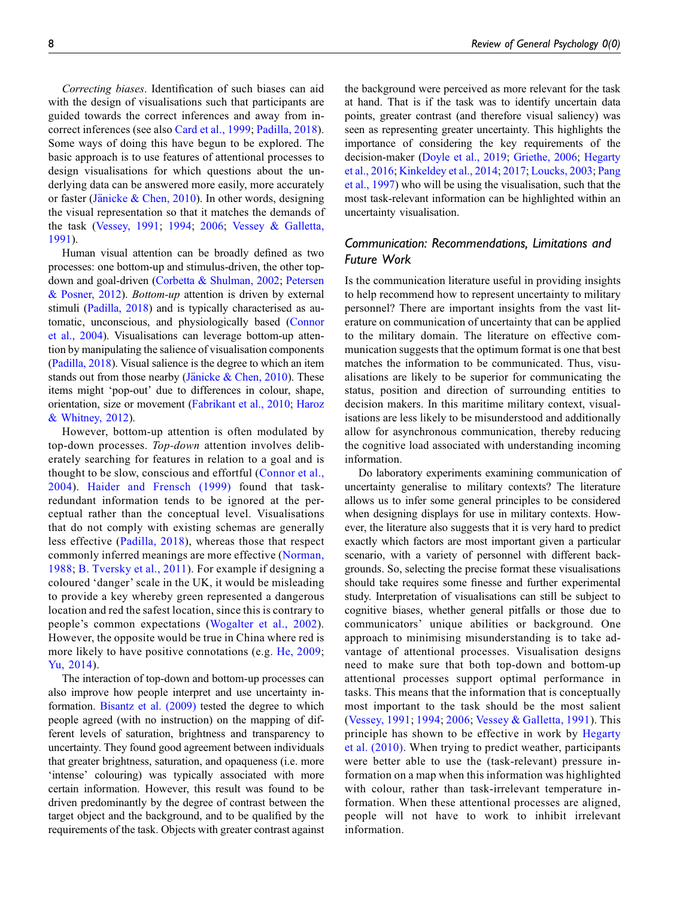*Correcting biases*. Identification of such biases can aid with the design of visualisations such that participants are guided towards the correct inferences and away from incorrect inferences (see also Card et al., 1999; Padilla, 2018). Some ways of doing this have begun to be explored. The basic approach is to use features of attentional processes to design visualisations for which questions about the underlying data can be answered more easily, more accurately or faster (Jänicke & Chen, 2010). In other words, designing the visual representation so that it matches the demands of the task (Vessey, 1991; 1994; 2006; Vessey & Galletta, 1991).

Human visual attention can be broadly defined as two processes: one bottom-up and stimulus-driven, the other top-down and goal-driven (Corbetta & Shulman, 2002; Petersen & Posner, 2012). *Bottom-up* attention is driven by external stimuli (Padilla, 2018) and is typically characterised as automatic, unconscious, and physiologically based (Connor et al., 2004). Visualisations can leverage bottom-up attention by manipulating the salience of visualisation components (Padilla, 2018). Visual salience is the degree to which an item stands out from those nearby (Jänicke & Chen, 2010). These items might 'pop-out' due to differences in colour, shape, orientation, size or movement (Fabrikant et al., 2010; Haroz & Whitney, 2012).

However, bottom-up attention is often modulated by top-down processes. *Top-down* attention involves deliberately searching for features in relation to a goal and is thought to be slow, conscious and effortful (Connor et al., 2004). Haider and Frensch (1999) found that task-redundant information tends to be ignored at the perceptual rather than the conceptual level. Visualisations that do not comply with existing schemas are generally less effective (Padilla, 2018), whereas those that respect commonly inferred meanings are more effective (Norman, 1988; B. Tversky et al., 2011). For example if designing a coloured 'danger' scale in the UK, it would be misleading to provide a key whereby green represented a dangerous location and red the safest location, since this is contrary to people's common expectations (Wogalter et al., 2002). However, the opposite would be true in China where red is more likely to have positive connotations (e.g. He, 2009; Yu, 2014).

The interaction of top-down and bottom-up processes can also improve how people interpret and use uncertainty information. Bisantz et al. (2009) tested the degree to which people agreed (with no instruction) on the mapping of different levels of saturation, brightness and transparency to uncertainty. They found good agreement between individuals that greater brightness, saturation, and opaqueness (i.e. more 'intense' colouring) was typically associated with more certain information. However, this result was found to be driven predominantly by the degree of contrast between the target object and the background, and to be qualified by the requirements of the task. Objects with greater contrast against the background were perceived as more relevant for the task at hand. That is if the task was to identify uncertain data points, greater contrast (and therefore visual saliency) was seen as representing greater uncertainty. This highlights the importance of considering the key requirements of the decision-maker (Doyle et al., 2019; Griethe, 2006; Hegarty et al., 2016; Kinkeldey et al., 2014; 2017; Loucks, 2003; Pang et al., 1997) who will be using the visualisation, such that the most task-relevant information can be highlighted within an uncertainty visualisation.

## Communication: Recommendations, Limitations and Future Work

Is the communication literature useful in providing insights to help recommend how to represent uncertainty to military personnel? There are important insights from the vast literature on communication of uncertainty that can be applied to the military domain. The literature on effective communication suggests that the optimum format is one that best matches the information to be communicated. Thus, visualisations are likely to be superior for communicating the status, position and direction of surrounding entities to decision makers. In this maritime military context, visualisations are less likely to be misunderstood and additionally allow for asynchronous communication, thereby reducing the cognitive load associated with understanding incoming information.

Do laboratory experiments examining communication of uncertainty generalise to military contexts? The literature allows us to infer some general principles to be considered when designing displays for use in military contexts. However, the literature also suggests that it is very hard to predict exactly which factors are most important given a particular scenario, with a variety of personnel with different backgrounds. So, selecting the precise format these visualisations should take requires some finesse and further experimental study. Interpretation of visualisations can still be subject to cognitive biases, whether general pitfalls or those due to communicators' unique abilities or background. One approach to minimising misunderstanding is to take advantage of attentional processes. Visualisation designs need to make sure that both top-down and bottom-up attentional processes support optimal performance in tasks. This means that the information that is conceptually most important to the task should be the most salient (Vessey, 1991; 1994; 2006; Vessey & Galletta, 1991). This principle has shown to be effective in work by Hegarty et al. (2010). When trying to predict weather, participants were better able to use the (task-relevant) pressure information on a map when this information was highlighted with colour, rather than task-irrelevant temperature information. When these attentional processes are aligned, people will not have to work to inhibit irrelevant information.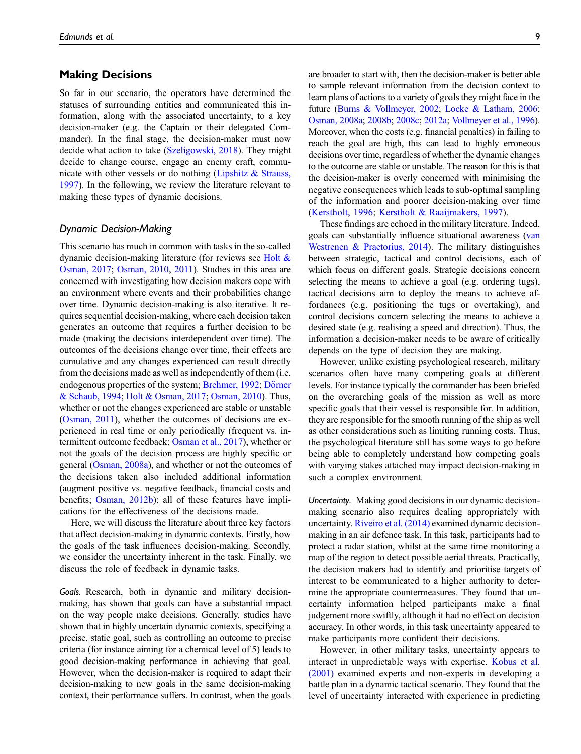## Making Decisions

So far in our scenario, the operators have determined the statuses of surrounding entities and communicated this information, along with the associated uncertainty, to a key decision-maker (e.g. the Captain or their delegated Commander). In the final stage, the decision-maker must now decide what action to take (Szeligowski, 2018). They might decide to change course, engage an enemy craft, communicate with other vessels or do nothing (Lipshitz & Strauss, 1997). In the following, we review the literature relevant to making these types of dynamic decisions.

### *Dynamic Decision-Making*

This scenario has much in common with tasks in the so-called dynamic decision-making literature (for reviews see Holt & Osman, 2017; Osman, 2010, 2011). Studies in this area are concerned with investigating how decision makers cope with an environment where events and their probabilities change over time. Dynamic decision-making is also iterative. It requires sequential decision-making, where each decision taken generates an outcome that requires a further decision to be made (making the decisions interdependent over time). The outcomes of the decisions change over time, their effects are cumulative and any changes experienced can result directly from the decisions made as well as independently of them (i.e. endogenous properties of the system; Brehmer, 1992; Dörner & Schaub, 1994; Holt & Osman, 2017; Osman, 2010). Thus, whether or not the changes experienced are stable or unstable (Osman, 2011), whether the outcomes of decisions are experienced in real time or only periodically (frequent vs. intermittent outcome feedback; Osman et al., 2017), whether or not the goals of the decision process are highly specific or general (Osman, 2008a), and whether or not the outcomes of the decisions taken also included additional information (augment positive vs. negative feedback, financial costs and benefits; Osman, 2012b); all of these features have implications for the effectiveness of the decisions made.

Here, we will discuss the literature about three key factors that affect decision-making in dynamic contexts. Firstly, how the goals of the task influences decision-making. Secondly, we consider the uncertainty inherent in the task. Finally, we discuss the role of feedback in dynamic tasks.

*Goals.* Research, both in dynamic and military decision-making, has shown that goals can have a substantial impact on the way people make decisions. Generally, studies have shown that in highly uncertain dynamic contexts, specifying a precise, static goal, such as controlling an outcome to precise criteria (for instance aiming for a chemical level of 5) leads to good decision-making performance in achieving that goal. However, when the decision-maker is required to adapt their decision-making to new goals in the same decision-making context, their performance suffers. In contrast, when the goals are broader to start with, then the decision-maker is better able to sample relevant information from the decision context to learn plans of actions to a variety of goals they might face in the future (Burns & Vollmeyer, 2002; Locke & Latham, 2006; Osman, 2008a; 2008b; 2008c; 2012a; Vollmeyer et al., 1996). Moreover, when the costs (e.g. financial penalties) in failing to reach the goal are high, this can lead to highly erroneous decisions over time, regardless of whether the dynamic changes to the outcome are stable or unstable. The reason for this is that the decision-maker is overly concerned with minimising the negative consequences which leads to sub-optimal sampling of the information and poorer decision-making over time (Kerstholt, 1996; Kerstholt & Raaijmakers, 1997).

These findings are echoed in the military literature. Indeed, goals can substantially influence situational awareness (van Westrenen & Praetorius, 2014). The military distinguishes between strategic, tactical and control decisions, each of which focus on different goals. Strategic decisions concern selecting the means to achieve a goal (e.g. ordering tugs), tactical decisions aim to deploy the means to achieve affordances (e.g. positioning the tugs or overtaking), and control decisions concern selecting the means to achieve a desired state (e.g. realising a speed and direction). Thus, the information a decision-maker needs to be aware of critically depends on the type of decision they are making.

However, unlike existing psychological research, military scenarios often have many competing goals at different levels. For instance typically the commander has been briefed on the overarching goals of the mission as well as more specific goals that their vessel is responsible for. In addition, they are responsible for the smooth running of the ship as well as other considerations such as limiting running costs. Thus, the psychological literature still has some ways to go before being able to completely understand how competing goals with varying stakes attached may impact decision-making in such a complex environment.

*Uncertainty.* Making good decisions in our dynamic decision-making scenario also requires dealing appropriately with uncertainty. Riveiro et al. (2014) examined dynamic decision-making in an air defence task. In this task, participants had to protect a radar station, whilst at the same time monitoring a map of the region to detect possible aerial threats. Practically, the decision makers had to identify and prioritise targets of interest to be communicated to a higher authority to determine the appropriate countermeasures. They found that uncertainty information helped participants make a final judgement more swiftly, although it had no effect on decision accuracy. In other words, in this task uncertainty appeared to make participants more confident their decisions.

However, in other military tasks, uncertainty appears to interact in unpredictable ways with expertise. Kobus et al. (2001) examined experts and non-experts in developing a battle plan in a dynamic tactical scenario. They found that the level of uncertainty interacted with experience in predicting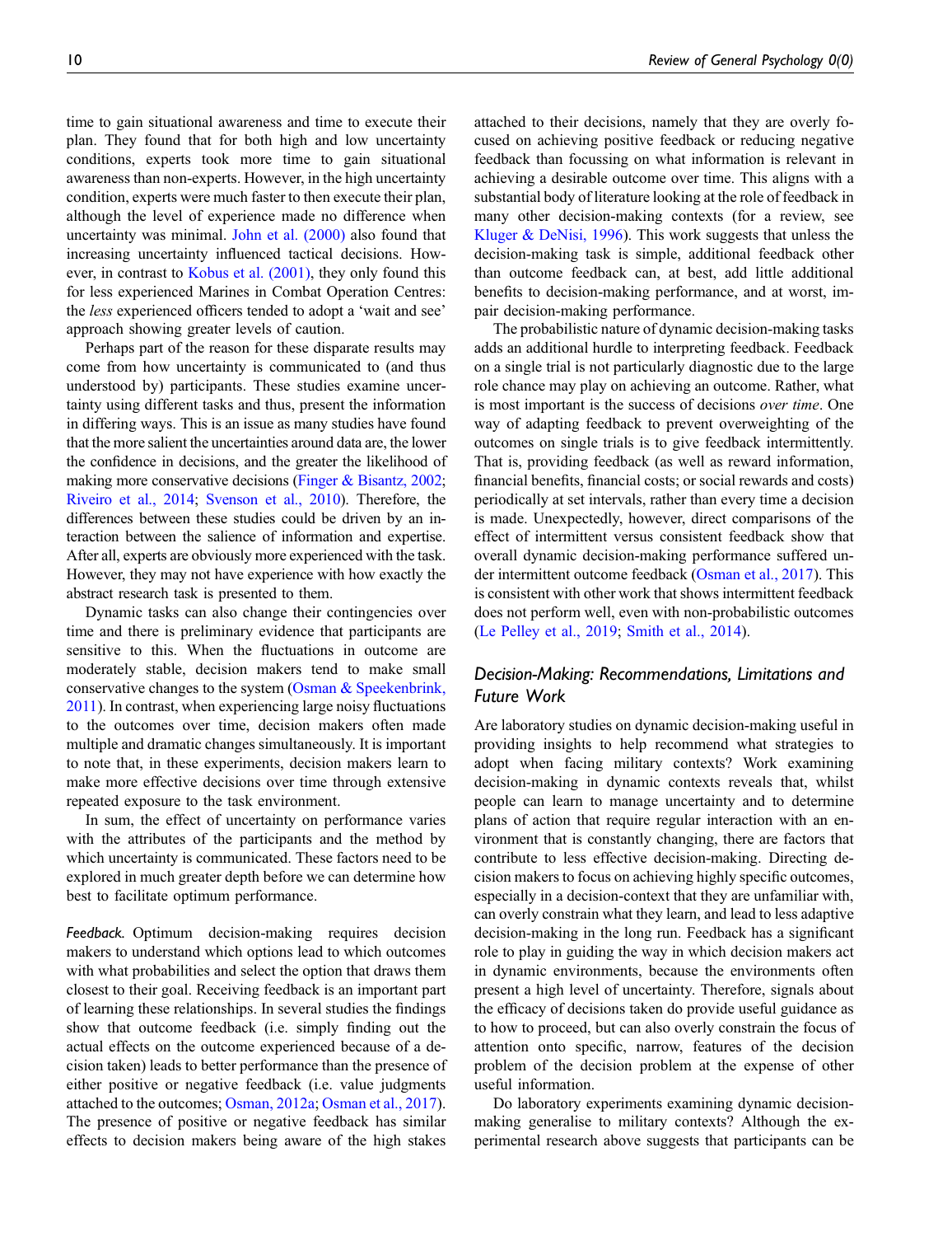time to gain situational awareness and time to execute their plan. They found that for both high and low uncertainty conditions, experts took more time to gain situational awareness than non-experts. However, in the high uncertainty condition, experts were much faster to then execute their plan, although the level of experience made no difference when uncertainty was minimal. John et al. (2000) also found that increasing uncertainty influenced tactical decisions. However, in contrast to Kobus et al. (2001), they only found this for less experienced Marines in Combat Operation Centres: the *less* experienced officers tended to adopt a 'wait and see' approach showing greater levels of caution.

Perhaps part of the reason for these disparate results may come from how uncertainty is communicated to (and thus understood by) participants. These studies examine uncertainty using different tasks and thus, present the information in differing ways. This is an issue as many studies have found that the more salient the uncertainties around data are, the lower the confidence in decisions, and the greater the likelihood of making more conservative decisions (Finger & Bisantz, 2002; Riveiro et al., 2014; Svenson et al., 2010). Therefore, the differences between these studies could be driven by an interaction between the salience of information and expertise. After all, experts are obviously more experienced with the task. However, they may not have experience with how exactly the abstract research task is presented to them.

Dynamic tasks can also change their contingencies over time and there is preliminary evidence that participants are sensitive to this. When the fluctuations in outcome are moderately stable, decision makers tend to make small conservative changes to the system (Osman & Speekenbrink, 2011). In contrast, when experiencing large noisy fluctuations to the outcomes over time, decision makers often made multiple and dramatic changes simultaneously. It is important to note that, in these experiments, decision makers learn to make more effective decisions over time through extensive repeated exposure to the task environment.

In sum, the effect of uncertainty on performance varies with the attributes of the participants and the method by which uncertainty is communicated. These factors need to be explored in much greater depth before we can determine how best to facilitate optimum performance.

*Feedback.* Optimum decision-making requires decision makers to understand which options lead to which outcomes with what probabilities and select the option that draws them closest to their goal. Receiving feedback is an important part of learning these relationships. In several studies the findings show that outcome feedback (i.e. simply finding out the actual effects on the outcome experienced because of a decision taken) leads to better performance than the presence of either positive or negative feedback (i.e. value judgments attached to the outcomes; Osman, 2012a; Osman et al., 2017). The presence of positive or negative feedback has similar effects to decision makers being aware of the high stakes attached to their decisions, namely that they are overly focused on achieving positive feedback or reducing negative feedback than focussing on what information is relevant in achieving a desirable outcome over time. This aligns with a substantial body of literature looking at the role of feedback in many other decision-making contexts (for a review, see Kluger & DeNisi, 1996). This work suggests that unless the decision-making task is simple, additional feedback other than outcome feedback can, at best, add little additional benefits to decision-making performance, and at worst, impair decision-making performance.

The probabilistic nature of dynamic decision-making tasks adds an additional hurdle to interpreting feedback. Feedback on a single trial is not particularly diagnostic due to the large role chance may play on achieving an outcome. Rather, what is most important is the success of decisions *over time*. One way of adapting feedback to prevent overweighting of the outcomes on single trials is to give feedback intermittently. That is, providing feedback (as well as reward information, financial benefits, financial costs; or social rewards and costs) periodically at set intervals, rather than every time a decision is made. Unexpectedly, however, direct comparisons of the effect of intermittent versus consistent feedback show that overall dynamic decision-making performance suffered under intermittent outcome feedback (Osman et al., 2017). This is consistent with other work that shows intermittent feedback does not perform well, even with non-probabilistic outcomes (Le Pelley et al., 2019; Smith et al., 2014).

### Decision-Making: Recommendations, Limitations and Future Work

Are laboratory studies on dynamic decision-making useful in providing insights to help recommend what strategies to adopt when facing military contexts? Work examining decision-making in dynamic contexts reveals that, whilst people can learn to manage uncertainty and to determine plans of action that require regular interaction with an environment that is constantly changing, there are factors that contribute to less effective decision-making. Directing decision makers to focus on achieving highly specific outcomes, especially in a decision-context that they are unfamiliar with, can overly constrain what they learn, and lead to less adaptive decision-making in the long run. Feedback has a significant role to play in guiding the way in which decision makers act in dynamic environments, because the environments often present a high level of uncertainty. Therefore, signals about the efficacy of decisions taken do provide useful guidance as to how to proceed, but can also overly constrain the focus of attention onto specific, narrow, features of the decision problem of the decision problem at the expense of other useful information.

Do laboratory experiments examining dynamic decision-making generalise to military contexts? Although the experimental research above suggests that participants can be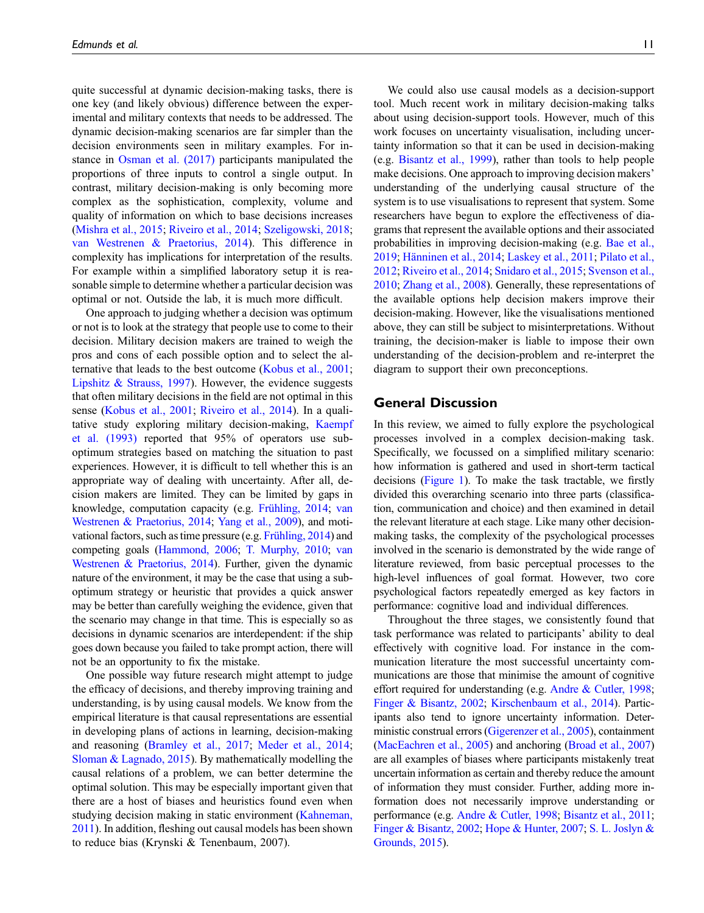quite successful at dynamic decision-making tasks, there is one key (and likely obvious) difference between the experimental and military contexts that needs to be addressed. The dynamic decision-making scenarios are far simpler than the decision environments seen in military examples. For instance in Osman et al. (2017) participants manipulated the proportions of three inputs to control a single output. In contrast, military decision-making is only becoming more complex as the sophistication, complexity, volume and quality of information on which to base decisions increases (Mishra et al., 2015; Riveiro et al., 2014; Szeligowski, 2018; van Westrenen & Praetorius, 2014). This difference in complexity has implications for interpretation of the results. For example within a simplified laboratory setup it is reasonable simple to determine whether a particular decision was optimal or not. Outside the lab, it is much more difficult.

One approach to judging whether a decision was optimum or not is to look at the strategy that people use to come to their decision. Military decision makers are trained to weigh the pros and cons of each possible option and to select the alternative that leads to the best outcome (Kobus et al., 2001; Lipshitz & Strauss, 1997). However, the evidence suggests that often military decisions in the field are not optimal in this sense (Kobus et al., 2001; Riveiro et al., 2014). In a qualitative study exploring military decision-making, Kaempf et al. (1993) reported that 95% of operators use sub-optimum strategies based on matching the situation to past experiences. However, it is difficult to tell whether this is an appropriate way of dealing with uncertainty. After all, decision makers are limited. They can be limited by gaps in knowledge, computation capacity (e.g. Frühling, 2014; van Westrenen & Praetorius, 2014; Yang et al., 2009), and motivational factors, such as time pressure (e.g. Frühling, 2014) and competing goals (Hammond, 2006; T. Murphy, 2010; van Westrenen & Praetorius, 2014). Further, given the dynamic nature of the environment, it may be the case that using a sub-optimum strategy or heuristic that provides a quick answer may be better than carefully weighing the evidence, given that the scenario may change in that time. This is especially so as decisions in dynamic scenarios are interdependent: if the ship goes down because you failed to take prompt action, there will not be an opportunity to fix the mistake.

One possible way future research might attempt to judge the efficacy of decisions, and thereby improving training and understanding, is by using causal models. We know from the empirical literature is that causal representations are essential in developing plans of actions in learning, decision-making and reasoning (Bramley et al., 2017; Meder et al., 2014; Sloman & Lagnado, 2015). By mathematically modelling the causal relations of a problem, we can better determine the optimal solution. This may be especially important given that there are a host of biases and heuristics found even when studying decision making in static environment (Kahneman, 2011). In addition, fleshing out causal models has been shown to reduce bias (Krynski & Tenenbaum, 2007).

We could also use causal models as a decision-support tool. Much recent work in military decision-making talks about using decision-support tools. However, much of this work focuses on uncertainty visualisation, including uncertainty information so that it can be used in decision-making (e.g. Bisantz et al., 1999), rather than tools to help people make decisions. One approach to improving decision makers' understanding of the underlying causal structure of the system is to use visualisations to represent that system. Some researchers have begun to explore the effectiveness of diagrams that represent the available options and their associated probabilities in improving decision-making (e.g. Bae et al., 2019; Hänninen et al., 2014; Laskey et al., 2011; Pilato et al., 2012; Riveiro et al., 2014; Snidaro et al., 2015; Svenson et al., 2010; Zhang et al., 2008). Generally, these representations of the available options help decision makers improve their decision-making. However, like the visualisations mentioned above, they can still be subject to misinterpretations. Without training, the decision-maker is liable to impose their own understanding of the decision-problem and re-interpret the diagram to support their own preconceptions.

## General Discussion

In this review, we aimed to fully explore the psychological processes involved in a complex decision-making task. Specifically, we focussed on a simplified military scenario: how information is gathered and used in short-term tactical decisions (Figure 1). To make the task tractable, we firstly divided this overarching scenario into three parts (classification, communication and choice) and then examined in detail the relevant literature at each stage. Like many other decision-making tasks, the complexity of the psychological processes involved in the scenario is demonstrated by the wide range of literature reviewed, from basic perceptual processes to the high-level influences of goal format. However, two core psychological factors repeatedly emerged as key factors in performance: cognitive load and individual differences.

Throughout the three stages, we consistently found that task performance was related to participants' ability to deal effectively with cognitive load. For instance in the communication literature the most successful uncertainty communications are those that minimise the amount of cognitive effort required for understanding (e.g. Andre & Cutler, 1998; Finger & Bisantz, 2002; Kirschenbaum et al., 2014). Participants also tend to ignore uncertainty information. Deterministic construal errors (Gigerenzer et al., 2005), containment (MacEachren et al., 2005) and anchoring (Broad et al., 2007) are all examples of biases where participants mistakenly treat uncertain information as certain and thereby reduce the amount of information they must consider. Further, adding more information does not necessarily improve understanding or performance (e.g. Andre & Cutler, 1998; Bisantz et al., 2011; Finger & Bisantz, 2002; Hope & Hunter, 2007; S. L. Joslyn & Grounds, 2015).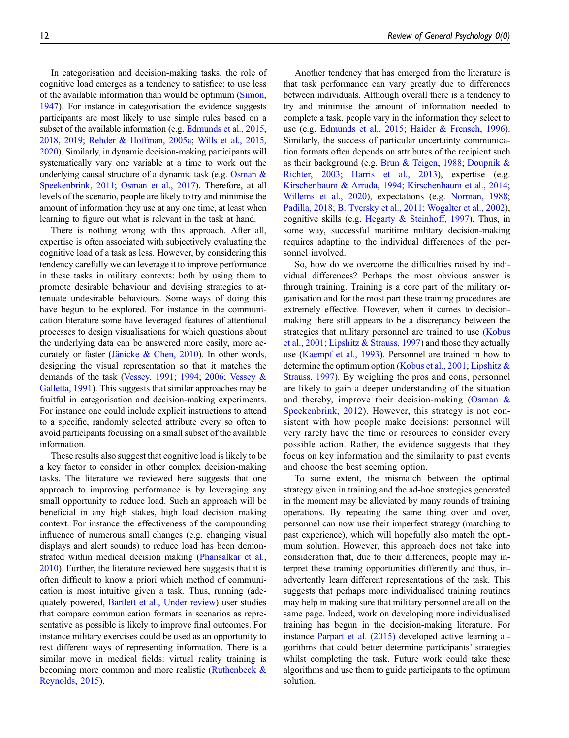In categorisation and decision-making tasks, the role of cognitive load emerges as a tendency to satisfice: to use less of the available information than would be optimum (Simon, 1947). For instance in categorisation the evidence suggests participants are most likely to use simple rules based on a subset of the available information (e.g. Edmunds et al., 2015, 2018, 2019; Rehder & Hoffman, 2005a; Wills et al., 2015, 2020). Similarly, in dynamic decision-making participants will systematically vary one variable at a time to work out the underlying causal structure of a dynamic task (e.g. Osman & Speekenbrink, 2011; Osman et al., 2017). Therefore, at all levels of the scenario, people are likely to try and minimise the amount of information they use at any one time, at least when learning to figure out what is relevant in the task at hand.

There is nothing wrong with this approach. After all, expertise is often associated with subjectively evaluating the cognitive load of a task as less. However, by considering this tendency carefully we can leverage it to improve performance in these tasks in military contexts: both by using them to promote desirable behaviour and devising strategies to attenuate undesirable behaviours. Some ways of doing this have begun to be explored. For instance in the communication literature some have leveraged features of attentional processes to design visualisations for which questions about the underlying data can be answered more easily, more accurately or faster (Jänicke & Chen, 2010). In other words, designing the visual representation so that it matches the demands of the task (Vessey, 1991; 1994; 2006; Vessey & Galletta, 1991). This suggests that similar approaches may be fruitful in categorisation and decision-making experiments. For instance one could include explicit instructions to attend to a specific, randomly selected attribute every so often to avoid participants focussing on a small subset of the available information.

These results also suggest that cognitive load is likely to be a key factor to consider in other complex decision-making tasks. The literature we reviewed here suggests that one approach to improving performance is by leveraging any small opportunity to reduce load. Such an approach will be beneficial in any high stakes, high load decision making context. For instance the effectiveness of the compounding influence of numerous small changes (e.g. changing visual displays and alert sounds) to reduce load has been demonstrated within medical decision making (Phansalkar et al., 2010). Further, the literature reviewed here suggests that it is often difficult to know a priori which method of communication is most intuitive given a task. Thus, running (adequately powered, Bartlett et al., Under review) user studies that compare communication formats in scenarios as representative as possible is likely to improve final outcomes. For instance military exercises could be used as an opportunity to test different ways of representing information. There is a similar move in medical fields: virtual reality training is becoming more common and more realistic (Ruthenbeck & Reynolds, 2015).

Another tendency that has emerged from the literature is that task performance can vary greatly due to differences between individuals. Although overall there is a tendency to try and minimise the amount of information needed to complete a task, people vary in the information they select to use (e.g. Edmunds et al., 2015; Haider & Frensch, 1996). Similarly, the success of particular uncertainty communication formats often depends on attributes of the recipient such as their background (e.g. Brun & Teigen, 1988; Doupnik & Richter, 2003; Harris et al., 2013), expertise (e.g. Kirschenbaum & Arruda, 1994; Kirschenbaum et al., 2014; Willems et al., 2020), expectations (e.g. Norman, 1988; Padilla, 2018; B. Tversky et al., 2011; Wogalter et al., 2002), cognitive skills (e.g. Hegarty & Steinhoff, 1997). Thus, in some way, successful maritime military decision-making requires adapting to the individual differences of the personnel involved.

So, how do we overcome the difficulties raised by individual differences? Perhaps the most obvious answer is through training. Training is a core part of the military organisation and for the most part these training procedures are extremely effective. However, when it comes to decision-making there still appears to be a discrepancy between the strategies that military personnel are trained to use (Kobus et al., 2001; Lipshitz & Strauss, 1997) and those they actually use (Kaempf et al., 1993). Personnel are trained in how to determine the optimum option (Kobus et al., 2001; Lipshitz & Strauss, 1997). By weighing the pros and cons, personnel are likely to gain a deeper understanding of the situation and thereby, improve their decision-making (Osman & Speekenbrink, 2012). However, this strategy is not consistent with how people make decisions: personnel will very rarely have the time or resources to consider every possible action. Rather, the evidence suggests that they focus on key information and the similarity to past events and choose the best seeming option.

To some extent, the mismatch between the optimal strategy given in training and the ad-hoc strategies generated in the moment may be alleviated by many rounds of training operations. By repeating the same thing over and over, personnel can now use their imperfect strategy (matching to past experience), which will hopefully also match the optimum solution. However, this approach does not take into consideration that, due to their differences, people may interpret these training opportunities differently and thus, inadvertently learn different representations of the task. This suggests that perhaps more individualised training routines may help in making sure that military personnel are all on the same page. Indeed, work on developing more individualised training has begun in the decision-making literature. For instance Parpart et al. (2015) developed active learning algorithms that could better determine participants' strategies whilst completing the task. Future work could take these algorithms and use them to guide participants to the optimum solution.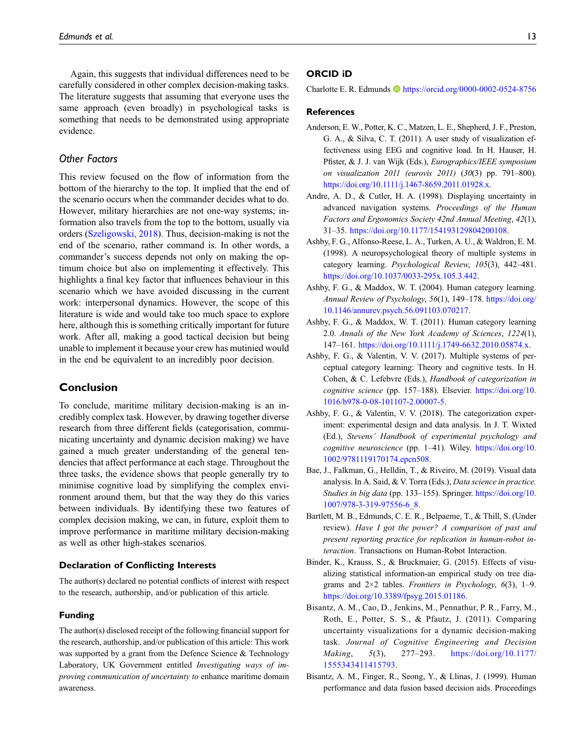Again, this suggests that individual differences need to be carefully considered in other complex decision-making tasks. The literature suggests that assuming that everyone uses the same approach (even broadly) in psychological tasks is something that needs to be demonstrated using appropriate evidence.

### Other Factors

This review focused on the flow of information from the bottom of the hierarchy to the top. It implied that the end of the scenario occurs when the commander decides what to do. However, military hierarchies are not one-way systems; information also travels from the top to the bottom, usually via orders (Szeligowski, 2018). Thus, decision-making is not the end of the scenario, rather command is. In other words, a commander's success depends not only on making the optimum choice but also on implementing it effectively. This highlights a final key factor that influences behaviour in this scenario which we have avoided discussing in the current work: interpersonal dynamics. However, the scope of this literature is wide and would take too much space to explore here, although this is something critically important for future work. After all, making a good tactical decision but being unable to implement it because your crew has mutinied would in the end be equivalent to an incredibly poor decision.

## Conclusion

To conclude, maritime military decision-making is an incredibly complex task. However, by drawing together diverse research from three different fields (categorisation, communicating uncertainty and dynamic decision making) we have gained a much greater understanding of the general tendencies that affect performance at each stage. Throughout the three tasks, the evidence shows that people generally try to minimise cognitive load by simplifying the complex environment around them, but that the way they do this varies between individuals. By identifying these two features of complex decision making, we can, in future, exploit them to improve performance in maritime military decision-making as well as other high-stakes scenarios.

### Declaration of Conflicting Interests

The author(s) declared no potential conflicts of interest with respect to the research, authorship, and/or publication of this article.

### Funding

The author(s) disclosed receipt of the following financial support for the research, authorship, and/or publication of this article: This work was supported by a grant from the Defence Science & Technology Laboratory, UK Government entitled *Investigating ways of improving communication of uncertainty to* enhance maritime domain awareness.

### ORCID iD

Charlotte E. R. Edmunds https://orcid.org/0000-0002-0524-8756

### References

Anderson, E. W., Potter, K. C., Matzen, L. E., Shepherd, J. F., Preston, G. A., & Silva, C. T. (2011). A user study of visualization effectiveness using EEG and cognitive load. In H. Hauser, H. Pfister, & J. J. van Wijk (Eds.), *Eurographics/IEEE symposium on visualization 2011 (eurovis 2011)* (*30*(3) pp. 791–800). https://doi.org/10.1111/j.1467-8659.2011.01928.x.

Andre, A. D., & Cutler, H. A. (1998). Displaying uncertainty in advanced navigation systems. *Proceedings of the Human Factors and Ergonomics Society 42nd Annual Meeting*, *42*(1), 31–35. https://doi.org/10.1177/154193129804200108.

Ashby, F. G., Alfonso-Reese, L. A., Turken, A. U., & Waldron, E. M. (1998). A neuropsychological theory of multiple systems in category learning. *Psychological Review*, *105*(3), 442–481. https://doi.org/10.1037/0033-295x.105.3.442.

Ashby, F. G., & Maddox, W. T. (2004). Human category learning. *Annual Review of Psychology*, *56*(1), 149–178. https://doi.org/10.1146/annurev.psych.56.091103.070217.

Ashby, F. G., & Maddox, W. T. (2011). Human category learning 2.0. *Annals of the New York Academy of Sciences*, *1224*(1), 147–161. https://doi.org/10.1111/j.1749-6632.2010.05874.x.

Ashby, F. G., & Valentin, V. V. (2017). Multiple systems of perceptual category learning: Theory and cognitive tests. In H. Cohen, & C. Lefebvre (Eds.), *Handbook of categorization in cognitive science* (pp. 157–188). Elsevier. https://doi.org/10.1016/b978-0-08-101107-2.00007-5.

Ashby, F. G., & Valentin, V. V. (2018). The categorization experiment: experimental design and data analysis. In J. T. Wixted (Ed.), *Stevens' Handbook of experimental psychology and cognitive neuroscience* (pp. 1–41). Wiley. https://doi.org/10.1002/9781119170174.epcn508.

Bae, J., Falkman, G., Helldin, T., & Riveiro, M. (2019). Visual data analysis. In A. Said, & V. Torra (Eds.), *Data science in practice. Studies in big data* (pp. 133–155). Springer. https://doi.org/10.1007/978-3-319-97556-6_8.

Bartlett, M. B., Edmunds, C. E. R., Belpaeme, T., & Thill, S. (Under review). *Have I got the power? A comparison of past and present reporting practice for replication in human-robot interaction*. Transactions on Human-Robot Interaction.

Binder, K., Krauss, S., & Bruckmaier, G. (2015). Effects of visualizing statistical information-an empirical study on tree diagrams and 2×2 tables. *Frontiers in Psychology*, *6*(3), 1–9. https://doi.org/10.3389/fpsyg.2015.01186.

Bisantz, A. M., Cao, D., Jenkins, M., Pennathur, P. R., Farry, M., Roth, E., Potter, S. S., & Pfautz, J. (2011). Comparing uncertainty visualizations for a dynamic decision-making task. *Journal of Cognitive Engineering and Decision Making*, *5*(3), 277–293. https://doi.org/10.1177/1555343411415793.

Bisantz, A. M., Finger, R., Seong, Y., & Llinas, J. (1999). Human performance and data fusion based decision aids. Proceedings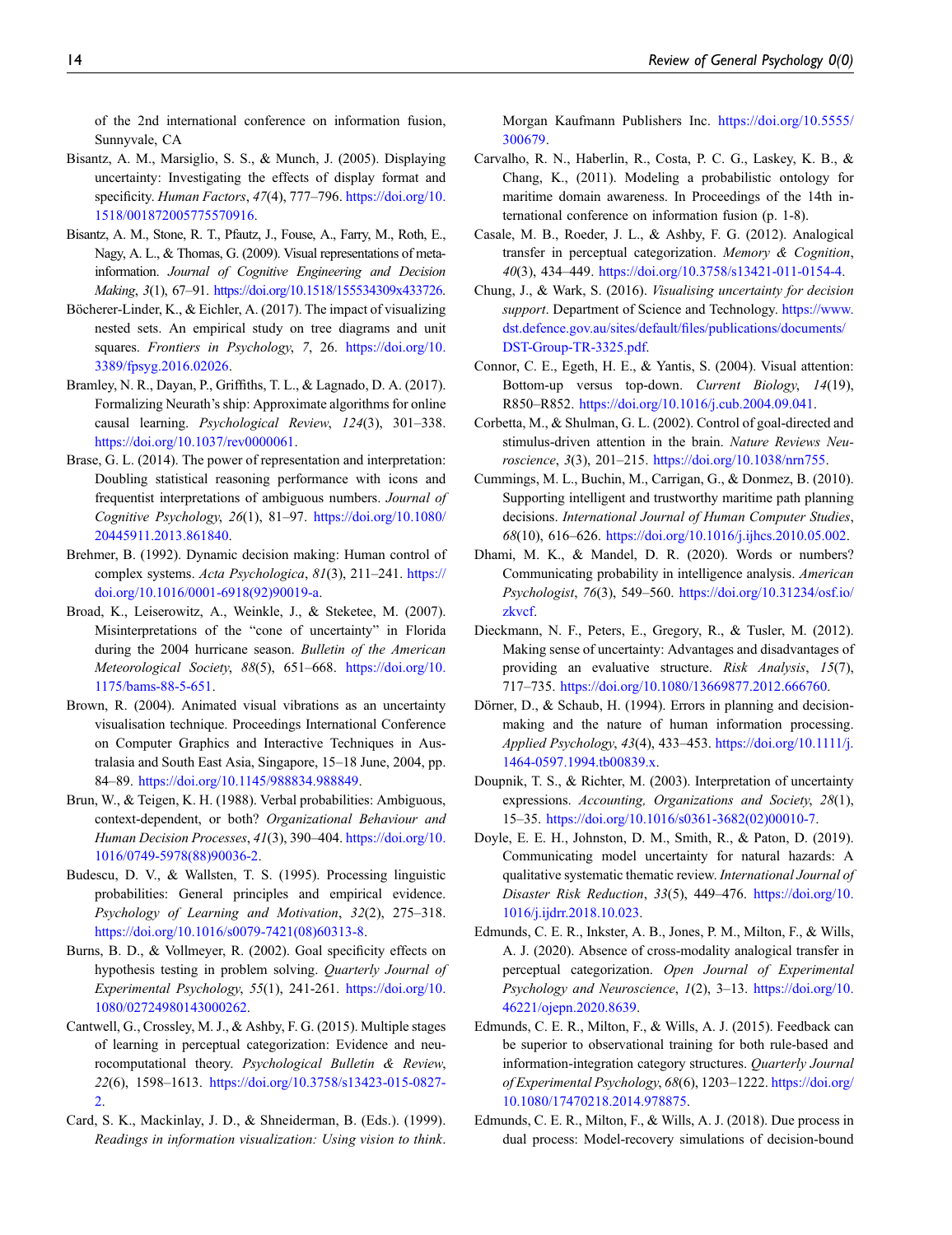of the 2nd international conference on information fusion, Sunnyvale, CA

Bisantz, A. M., Marsiglio, S. S., & Munch, J. (2005). Displaying uncertainty: Investigating the effects of display format and specificity. *Human Factors*, *47*(4), 777–796. https://doi.org/10.1518/001872005775570916.

Bisantz, A. M., Stone, R. T., Pfautz, J., Fouse, A., Farry, M., Roth, E., Nagy, A. L., & Thomas, G. (2009). Visual representations of meta-information. *Journal of Cognitive Engineering and Decision Making*, *3*(1), 67–91. https://doi.org/10.1518/155534309x433726.

Böcherer-Linder, K., & Eichler, A. (2017). The impact of visualizing nested sets. An empirical study on tree diagrams and unit squares. *Frontiers in Psychology*, *7*, 26. https://doi.org/10.3389/fpsyg.2016.02026.

Bramley, N. R., Dayan, P., Griffiths, T. L., & Lagnado, D. A. (2017). Formalizing Neurath's ship: Approximate algorithms for online causal learning. *Psychological Review*, *124*(3), 301–338. https://doi.org/10.1037/rev0000061.

Brase, G. L. (2014). The power of representation and interpretation: Doubling statistical reasoning performance with icons and frequentist interpretations of ambiguous numbers. *Journal of Cognitive Psychology*, *26*(1), 81–97. https://doi.org/10.1080/20445911.2013.861840.

Brehmer, B. (1992). Dynamic decision making: Human control of complex systems. *Acta Psychologica*, *81*(3), 211–241. https://doi.org/10.1016/0001-6918(92)90019-a.

Broad, K., Leiserowitz, A., Weinkle, J., & Steketee, M. (2007). Misinterpretations of the "cone of uncertainty" in Florida during the 2004 hurricane season. *Bulletin of the American Meteorological Society*, *88*(5), 651–668. https://doi.org/10.1175/bams-88-5-651.

Brown, R. (2004). Animated visual vibrations as an uncertainty visualisation technique. Proceedings International Conference on Computer Graphics and Interactive Techniques in Australasia and South East Asia, Singapore, 15–18 June, 2004, pp. 84–89. https://doi.org/10.1145/988834.988849.

Brun, W., & Teigen, K. H. (1988). Verbal probabilities: Ambiguous, context-dependent, or both? *Organizational Behaviour and Human Decision Processes*, *41*(3), 390–404. https://doi.org/10.1016/0749-5978(88)90036-2.

Budescu, D. V., & Wallsten, T. S. (1995). Processing linguistic probabilities: General principles and empirical evidence. *Psychology of Learning and Motivation*, *32*(2), 275–318. https://doi.org/10.1016/s0079-7421(08)60313-8.

Burns, B. D., & Vollmeyer, R. (2002). Goal specificity effects on hypothesis testing in problem solving. *Quarterly Journal of Experimental Psychology*, *55*(1), 241-261. https://doi.org/10.1080/02724980143000262.

Cantwell, G., Crossley, M. J., & Ashby, F. G. (2015). Multiple stages of learning in perceptual categorization: Evidence and neurocomputational theory. *Psychological Bulletin & Review*, *22*(6), 1598–1613. https://doi.org/10.3758/s13423-015-0827-2.

Card, S. K., Mackinlay, J. D., & Shneiderman, B. (Eds.). (1999). *Readings in information visualization: Using vision to think*. Morgan Kaufmann Publishers Inc. https://doi.org/10.5555/300679.

Carvalho, R. N., Haberlin, R., Costa, P. C. G., Laskey, K. B., & Chang, K., (2011). Modeling a probabilistic ontology for maritime domain awareness. In Proceedings of the 14th international conference on information fusion (p. 1-8).

Casale, M. B., Roeder, J. L., & Ashby, F. G. (2012). Analogical transfer in perceptual categorization. *Memory & Cognition*, *40*(3), 434–449. https://doi.org/10.3758/s13421-011-0154-4.

Chung, J., & Wark, S. (2016). *Visualising uncertainty for decision support*. Department of Science and Technology. https://www.dst.defence.gov.au/sites/default/files/publications/documents/DST-Group-TR-3325.pdf.

Connor, C. E., Egeth, H. E., & Yantis, S. (2004). Visual attention: Bottom-up versus top-down. *Current Biology*, *14*(19), R850–R852. https://doi.org/10.1016/j.cub.2004.09.041.

Corbetta, M., & Shulman, G. L. (2002). Control of goal-directed and stimulus-driven attention in the brain. *Nature Reviews Neuroscience*, *3*(3), 201–215. https://doi.org/10.1038/nrn755.

Cummings, M. L., Buchin, M., Carrigan, G., & Donmez, B. (2010). Supporting intelligent and trustworthy maritime path planning decisions. *International Journal of Human Computer Studies*, *68*(10), 616–626. https://doi.org/10.1016/j.ijhcs.2010.05.002.

Dhami, M. K., & Mandel, D. R. (2020). Words or numbers? Communicating probability in intelligence analysis. *American Psychologist*, *76*(3), 549–560. https://doi.org/10.31234/osf.io/zkvcf.

Dieckmann, N. F., Peters, E., Gregory, R., & Tusler, M. (2012). Making sense of uncertainty: Advantages and disadvantages of providing an evaluative structure. *Risk Analysis*, *15*(7), 717–735. https://doi.org/10.1080/13669877.2012.666760.

Dörner, D., & Schaub, H. (1994). Errors in planning and decision-making and the nature of human information processing. *Applied Psychology*, *43*(4), 433–453. https://doi.org/10.1111/j.1464-0597.1994.tb00839.x.

Doupnik, T. S., & Richter, M. (2003). Interpretation of uncertainty expressions. *Accounting, Organizations and Society*, *28*(1), 15–35. https://doi.org/10.1016/s0361-3682(02)00010-7.

Doyle, E. E. H., Johnston, D. M., Smith, R., & Paton, D. (2019). Communicating model uncertainty for natural hazards: A qualitative systematic thematic review. *International Journal of Disaster Risk Reduction*, *33*(5), 449–476. https://doi.org/10.1016/j.ijdrr.2018.10.023.

Edmunds, C. E. R., Inkster, A. B., Jones, P. M., Milton, F., & Wills, A. J. (2020). Absence of cross-modality analogical transfer in perceptual categorization. *Open Journal of Experimental Psychology and Neuroscience*, *1*(2), 3–13. https://doi.org/10.46221/ojepn.2020.8639.

Edmunds, C. E. R., Milton, F., & Wills, A. J. (2015). Feedback can be superior to observational training for both rule-based and information-integration category structures. *Quarterly Journal of Experimental Psychology*, *68*(6), 1203–1222. https://doi.org/10.1080/17470218.2014.978875.

Edmunds, C. E. R., Milton, F., & Wills, A. J. (2018). Due process in dual process: Model-recovery simulations of decision-bound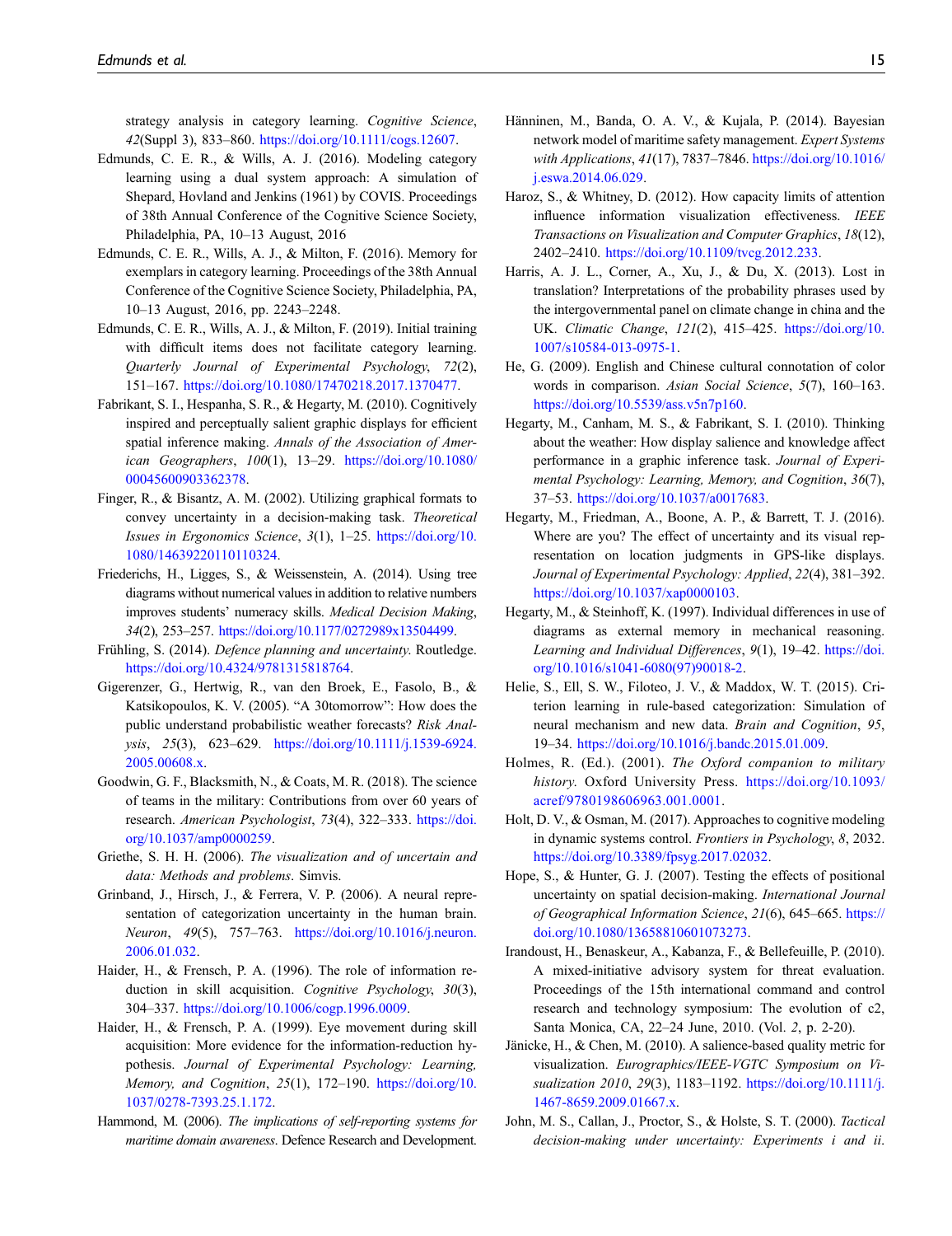strategy analysis in category learning. *Cognitive Science*, *42*(Suppl 3), 833–860. https://doi.org/10.1111/cogs.12607.

Edmunds, C. E. R., & Wills, A. J. (2016). Modeling category learning using a dual system approach: A simulation of Shepard, Hovland and Jenkins (1961) by COVIS. Proceedings of 38th Annual Conference of the Cognitive Science Society, Philadelphia, PA, 10–13 August, 2016

Edmunds, C. E. R., Wills, A. J., & Milton, F. (2016). Memory for exemplars in category learning. Proceedings of the 38th Annual Conference of the Cognitive Science Society, Philadelphia, PA, 10–13 August, 2016, pp. 2243–2248.

Edmunds, C. E. R., Wills, A. J., & Milton, F. (2019). Initial training with difficult items does not facilitate category learning. *Quarterly Journal of Experimental Psychology*, *72*(2), 151–167. https://doi.org/10.1080/17470218.2017.1370477.

Fabrikant, S. I., Hespanha, S. R., & Hegarty, M. (2010). Cognitively inspired and perceptually salient graphic displays for efficient spatial inference making. *Annals of the Association of American Geographers*, *100*(1), 13–29. https://doi.org/10.1080/00045600903362378.

Finger, R., & Bisantz, A. M. (2002). Utilizing graphical formats to convey uncertainty in a decision-making task. *Theoretical Issues in Ergonomics Science*, *3*(1), 1–25. https://doi.org/10.1080/14639220110110324.

Friederichs, H., Ligges, S., & Weissenstein, A. (2014). Using tree diagrams without numerical values in addition to relative numbers improves students' numeracy skills. *Medical Decision Making*, *34*(2), 253–257. https://doi.org/10.1177/0272989x13504499.

Frühling, S. (2014). *Defence planning and uncertainty*. Routledge. https://doi.org/10.4324/9781315818764.

Gigerenzer, G., Hertwig, R., van den Broek, E., Fasolo, B., & Katsikopoulos, K. V. (2005). "A 30tomorrow": How does the public understand probabilistic weather forecasts? *Risk Analysis*, *25*(3), 623–629. https://doi.org/10.1111/j.1539-6924.2005.00608.x.

Goodwin, G. F., Blacksmith, N., & Coats, M. R. (2018). The science of teams in the military: Contributions from over 60 years of research. *American Psychologist*, *73*(4), 322–333. https://doi.org/10.1037/amp0000259.

Griethe, S. H. H. (2006). *The visualization and of uncertain and data: Methods and problems*. Simvis.

Grinband, J., Hirsch, J., & Ferrera, V. P. (2006). A neural representation of categorization uncertainty in the human brain. *Neuron*, *49*(5), 757–763. https://doi.org/10.1016/j.neuron.2006.01.032.

Haider, H., & Frensch, P. A. (1996). The role of information reduction in skill acquisition. *Cognitive Psychology*, *30*(3), 304–337. https://doi.org/10.1006/cogp.1996.0009.

Haider, H., & Frensch, P. A. (1999). Eye movement during skill acquisition: More evidence for the information-reduction hypothesis. *Journal of Experimental Psychology: Learning, Memory, and Cognition*, *25*(1), 172–190. https://doi.org/10.1037/0278-7393.25.1.172.

Hammond, M. (2006). *The implications of self-reporting systems for maritime domain awareness*. Defence Research and Development.

Hänninen, M., Banda, O. A. V., & Kujala, P. (2014). Bayesian network model of maritime safety management. *Expert Systems with Applications*, *41*(17), 7837–7846. https://doi.org/10.1016/j.eswa.2014.06.029.

Haroz, S., & Whitney, D. (2012). How capacity limits of attention influence information visualization effectiveness. *IEEE Transactions on Visualization and Computer Graphics*, *18*(12), 2402–2410. https://doi.org/10.1109/tvcg.2012.233.

Harris, A. J. L., Corner, A., Xu, J., & Du, X. (2013). Lost in translation? Interpretations of the probability phrases used by the intergovernmental panel on climate change in china and the UK. *Climatic Change*, *121*(2), 415–425. https://doi.org/10.1007/s10584-013-0975-1.

He, G. (2009). English and Chinese cultural connotation of color words in comparison. *Asian Social Science*, *5*(7), 160–163. https://doi.org/10.5539/ass.v5n7p160.

Hegarty, M., Canham, M. S., & Fabrikant, S. I. (2010). Thinking about the weather: How display salience and knowledge affect performance in a graphic inference task. *Journal of Experimental Psychology: Learning, Memory, and Cognition*, *36*(7), 37–53. https://doi.org/10.1037/a0017683.

Hegarty, M., Friedman, A., Boone, A. P., & Barrett, T. J. (2016). Where are you? The effect of uncertainty and its visual representation on location judgments in GPS-like displays. *Journal of Experimental Psychology: Applied*, *22*(4), 381–392. https://doi.org/10.1037/xap0000103.

Hegarty, M., & Steinhoff, K. (1997). Individual differences in use of diagrams as external memory in mechanical reasoning. *Learning and Individual Differences*, *9*(1), 19–42. https://doi.org/10.1016/s1041-6080(97)90018-2.

Helie, S., Ell, S. W., Filoteo, J. V., & Maddox, W. T. (2015). Criterion learning in rule-based categorization: Simulation of neural mechanism and new data. *Brain and Cognition*, *95*, 19–34. https://doi.org/10.1016/j.bandc.2015.01.009.

Holmes, R. (Ed.). (2001). *The Oxford companion to military history*. Oxford University Press. https://doi.org/10.1093/acref/9780198606963.001.0001.

Holt, D. V., & Osman, M. (2017). Approaches to cognitive modeling in dynamic systems control. *Frontiers in Psychology*, *8*, 2032. https://doi.org/10.3389/fpsyg.2017.02032.

Hope, S., & Hunter, G. J. (2007). Testing the effects of positional uncertainty on spatial decision-making. *International Journal of Geographical Information Science*, *21*(6), 645–665. https://doi.org/10.1080/13658810601073273.

Irandoust, H., Benaskeur, A., Kabanza, F., & Bellefeuille, P. (2010). A mixed-initiative advisory system for threat evaluation. Proceedings of the 15th international command and control research and technology symposium: The evolution of c2, Santa Monica, CA, 22–24 June, 2010. (Vol. *2*, p. 2-20).

Jänicke, H., & Chen, M. (2010). A salience-based quality metric for visualization. *Eurographics/IEEE-VGTC Symposium on Visualization 2010*, *29*(3), 1183–1192. https://doi.org/10.1111/j.1467-8659.2009.01667.x.

John, M. S., Callan, J., Proctor, S., & Holste, S. T. (2000). *Tactical decision-making under uncertainty: Experiments i and ii*.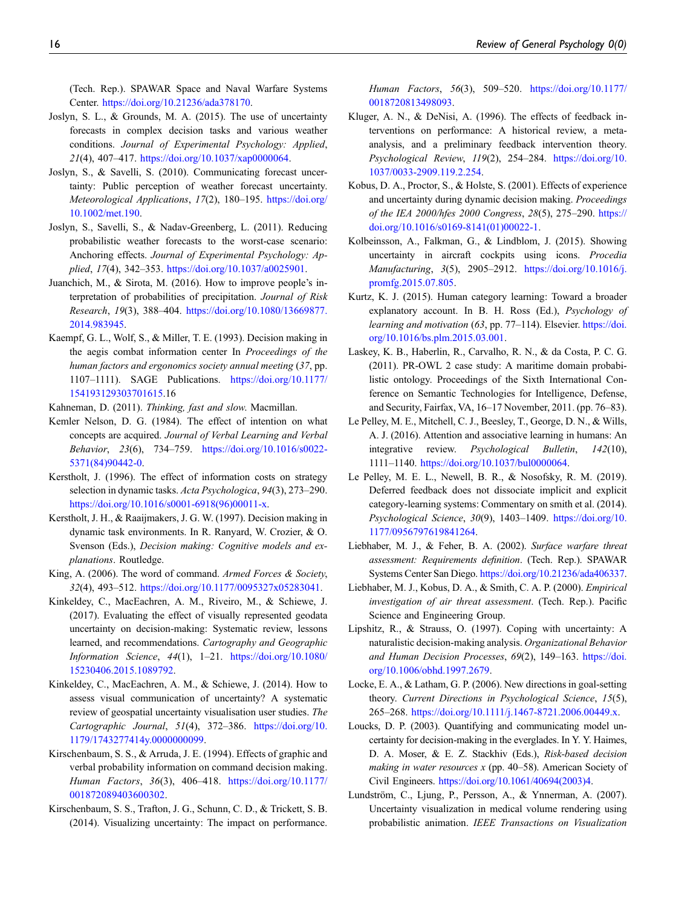(Tech. Rep.). SPAWAR Space and Naval Warfare Systems Center. https://doi.org/10.21236/ada378170.

Joslyn, S. L., & Grounds, M. A. (2015). The use of uncertainty forecasts in complex decision tasks and various weather conditions. *Journal of Experimental Psychology: Applied*, *21*(4), 407–417. https://doi.org/10.1037/xap0000064.

Joslyn, S., & Savelli, S. (2010). Communicating forecast uncertainty: Public perception of weather forecast uncertainty. *Meteorological Applications*, *17*(2), 180–195. https://doi.org/10.1002/met.190.

Joslyn, S., Savelli, S., & Nadav-Greenberg, L. (2011). Reducing probabilistic weather forecasts to the worst-case scenario: Anchoring effects. *Journal of Experimental Psychology: Applied*, *17*(4), 342–353. https://doi.org/10.1037/a0025901.

Juanchich, M., & Sirota, M. (2016). How to improve people's interpretation of probabilities of precipitation. *Journal of Risk Research*, *19*(3), 388–404. https://doi.org/10.1080/13669877.2014.983945.

Kaempf, G. L., Wolf, S., & Miller, T. E. (1993). Decision making in the aegis combat information center In *Proceedings of the human factors and ergonomics society annual meeting* (*37*, pp. 1107–1111). SAGE Publications. https://doi.org/10.1177/154193129303701615.16

Kahneman, D. (2011). *Thinking, fast and slow*. Macmillan.

Kemler Nelson, D. G. (1984). The effect of intention on what concepts are acquired. *Journal of Verbal Learning and Verbal Behavior*, *23*(6), 734–759. https://doi.org/10.1016/s0022-5371(84)90442-0.

Kerstholt, J. (1996). The effect of information costs on strategy selection in dynamic tasks. *Acta Psychologica*, *94*(3), 273–290. https://doi.org/10.1016/s0001-6918(96)00011-x.

Kerstholt, J. H., & Raaijmakers, J. G. W. (1997). Decision making in dynamic task environments. In R. Ranyard, W. Crozier, & O. Svenson (Eds.), *Decision making: Cognitive models and explanations*. Routledge.

King, A. (2006). The word of command. *Armed Forces & Society*, *32*(4), 493–512. https://doi.org/10.1177/0095327x05283041.

Kinkeldey, C., MacEachren, A. M., Riveiro, M., & Schiewe, J. (2017). Evaluating the effect of visually represented geodata uncertainty on decision-making: Systematic review, lessons learned, and recommendations. *Cartography and Geographic Information Science*, *44*(1), 1–21. https://doi.org/10.1080/15230406.2015.1089792.

Kinkeldey, C., MacEachren, A. M., & Schiewe, J. (2014). How to assess visual communication of uncertainty? A systematic review of geospatial uncertainty visualisation user studies. *The Cartographic Journal*, *51*(4), 372–386. https://doi.org/10.1179/1743277414y.0000000099.

Kirschenbaum, S. S., & Arruda, J. E. (1994). Effects of graphic and verbal probability information on command decision making. *Human Factors*, *36*(3), 406–418. https://doi.org/10.1177/001872089403600302.

Kirschenbaum, S. S., Trafton, J. G., Schunn, C. D., & Trickett, S. B. (2014). Visualizing uncertainty: The impact on performance. *Human Factors*, *56*(3), 509–520. https://doi.org/10.1177/0018720813498093.

Kluger, A. N., & DeNisi, A. (1996). The effects of feedback interventions on performance: A historical review, a meta-analysis, and a preliminary feedback intervention theory. *Psychological Review*, *119*(2), 254–284. https://doi.org/10.1037/0033-2909.119.2.254.

Kobus, D. A., Proctor, S., & Holste, S. (2001). Effects of experience and uncertainty during dynamic decision making. *Proceedings of the IEA 2000/hfes 2000 Congress*, *28*(5), 275–290. https://doi.org/10.1016/s0169-8141(01)00022-1.

Kolbeinsson, A., Falkman, G., & Lindblom, J. (2015). Showing uncertainty in aircraft cockpits using icons. *Procedia Manufacturing*, *3*(5), 2905–2912. https://doi.org/10.1016/j.promfg.2015.07.805.

Kurtz, K. J. (2015). Human category learning: Toward a broader explanatory account. In B. H. Ross (Ed.), *Psychology of learning and motivation* (*63*, pp. 77–114). Elsevier. https://doi.org/10.1016/bs.plm.2015.03.001.

Laskey, K. B., Haberlin, R., Carvalho, R. N., & da Costa, P. C. G. (2011). PR-OWL 2 case study: A maritime domain probabilistic ontology. Proceedings of the Sixth International Conference on Semantic Technologies for Intelligence, Defense, and Security, Fairfax, VA, 16–17 November, 2011. (pp. 76–83).

Le Pelley, M. E., Mitchell, C. J., Beesley, T., George, D. N., & Wills, A. J. (2016). Attention and associative learning in humans: An integrative review. *Psychological Bulletin*, *142*(10), 1111–1140. https://doi.org/10.1037/bul0000064.

Le Pelley, M. E. L., Newell, B. R., & Nosofsky, R. M. (2019). Deferred feedback does not dissociate implicit and explicit category-learning systems: Commentary on smith et al. (2014). *Psychological Science*, *30*(9), 1403–1409. https://doi.org/10.1177/0956797619841264.

Liebhaber, M. J., & Feher, B. A. (2002). *Surface warfare threat assessment: Requirements definition*. (Tech. Rep.). SPAWAR Systems Center San Diego. https://doi.org/10.21236/ada406337.

Liebhaber, M. J., Kobus, D. A., & Smith, C. A. P. (2000). *Empirical investigation of air threat assessment*. (Tech. Rep.). Pacific Science and Engineering Group.

Lipshitz, R., & Strauss, O. (1997). Coping with uncertainty: A naturalistic decision-making analysis. *Organizational Behavior and Human Decision Processes*, *69*(2), 149–163. https://doi.org/10.1006/obhd.1997.2679.

Locke, E. A., & Latham, G. P. (2006). New directions in goal-setting theory. *Current Directions in Psychological Science*, *15*(5), 265–268. https://doi.org/10.1111/j.1467-8721.2006.00449.x.

Loucks, D. P. (2003). Quantifying and communicating model uncertainty for decision-making in the everglades. In Y. Y. Haimes, D. A. Moser, & E. Z. Stackhiv (Eds.), *Risk-based decision making in water resources x* (pp. 40–58). American Society of Civil Engineers. https://doi.org/10.1061/40694(2003)4.

Lundström, C., Ljung, P., Persson, A., & Ynnerman, A. (2007). Uncertainty visualization in medical volume rendering using probabilistic animation. *IEEE Transactions on Visualization*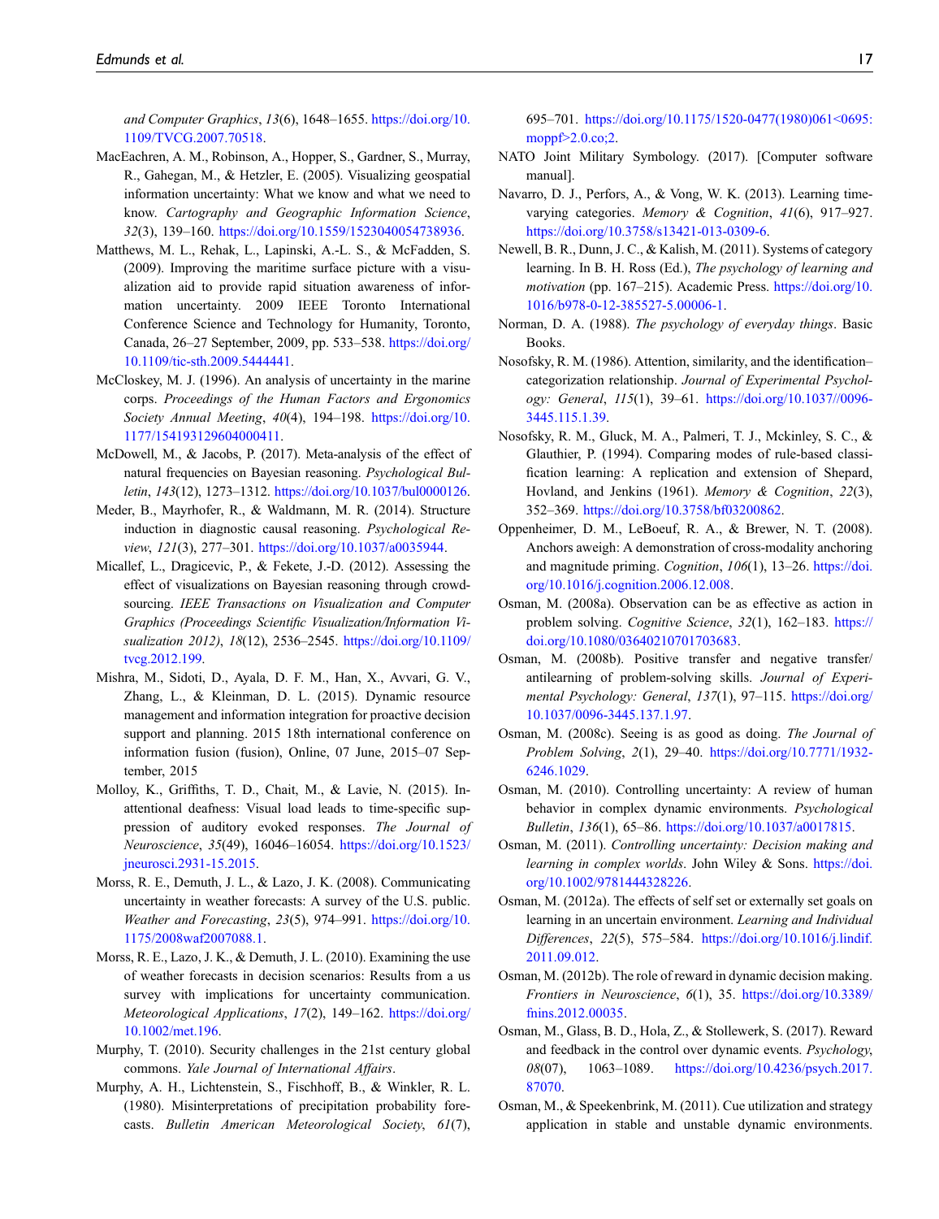*and Computer Graphics*, *13*(6), 1648–1655. https://doi.org/10.1109/TVCG.2007.70518.

MacEachren, A. M., Robinson, A., Hopper, S., Gardner, S., Murray, R., Gahegan, M., & Hetzler, E. (2005). Visualizing geospatial information uncertainty: What we know and what we need to know. *Cartography and Geographic Information Science*, *32*(3), 139–160. https://doi.org/10.1559/1523040054738936.

Matthews, M. L., Rehak, L., Lapinski, A.-L. S., & McFadden, S. (2009). Improving the maritime surface picture with a visualization aid to provide rapid situation awareness of information uncertainty. 2009 IEEE Toronto International Conference Science and Technology for Humanity, Toronto, Canada, 26–27 September, 2009, pp. 533–538. https://doi.org/10.1109/tic-sth.2009.5444441.

McCloskey, M. J. (1996). An analysis of uncertainty in the marine corps. *Proceedings of the Human Factors and Ergonomics Society Annual Meeting*, *40*(4), 194–198. https://doi.org/10.1177/154193129604000411.

McDowell, M., & Jacobs, P. (2017). Meta-analysis of the effect of natural frequencies on Bayesian reasoning. *Psychological Bulletin*, *143*(12), 1273–1312. https://doi.org/10.1037/bul0000126.

Meder, B., Mayrhofer, R., & Waldmann, M. R. (2014). Structure induction in diagnostic causal reasoning. *Psychological Review*, *121*(3), 277–301. https://doi.org/10.1037/a0035944.

Micallef, L., Dragicevic, P., & Fekete, J.-D. (2012). Assessing the effect of visualizations on Bayesian reasoning through crowdsourcing. *IEEE Transactions on Visualization and Computer Graphics (Proceedings Scientific Visualization/Information Visualization 2012)*, *18*(12), 2536–2545. https://doi.org/10.1109/tvcg.2012.199.

Mishra, M., Sidoti, D., Ayala, D. F. M., Han, X., Avvari, G. V., Zhang, L., & Kleinman, D. L. (2015). Dynamic resource management and information integration for proactive decision support and planning. 2015 18th international conference on information fusion (fusion), Online, 07 June, 2015–07 September, 2015

Molloy, K., Griffiths, T. D., Chait, M., & Lavie, N. (2015). Inattentional deafness: Visual load leads to time-specific suppression of auditory evoked responses. *The Journal of Neuroscience*, *35*(49), 16046–16054. https://doi.org/10.1523/jneurosci.2931-15.2015.

Morss, R. E., Demuth, J. L., & Lazo, J. K. (2008). Communicating uncertainty in weather forecasts: A survey of the U.S. public. *Weather and Forecasting*, *23*(5), 974–991. https://doi.org/10.1175/2008waf2007088.1.

Morss, R. E., Lazo, J. K., & Demuth, J. L. (2010). Examining the use of weather forecasts in decision scenarios: Results from a us survey with implications for uncertainty communication. *Meteorological Applications*, *17*(2), 149–162. https://doi.org/10.1002/met.196.

Murphy, T. (2010). Security challenges in the 21st century global commons. *Yale Journal of International Affairs*.

Murphy, A. H., Lichtenstein, S., Fischhoff, B., & Winkler, R. L. (1980). Misinterpretations of precipitation probability forecasts. *Bulletin American Meteorological Society*, *61*(7), 695–701. https://doi.org/10.1175/1520-0477(1980)061<0695:moppf>2.0.co;2.

NATO Joint Military Symbology. (2017). [Computer software manual].

Navarro, D. J., Perfors, A., & Vong, W. K. (2013). Learning time-varying categories. *Memory & Cognition*, *41*(6), 917–927. https://doi.org/10.3758/s13421-013-0309-6.

Newell, B. R., Dunn, J. C., & Kalish, M. (2011). Systems of category learning. In B. H. Ross (Ed.), *The psychology of learning and motivation* (pp. 167–215). Academic Press. https://doi.org/10.1016/b978-0-12-385527-5.00006-1.

Norman, D. A. (1988). *The psychology of everyday things*. Basic Books.

Nosofsky, R. M. (1986). Attention, similarity, and the identification–categorization relationship. *Journal of Experimental Psychology: General*, *115*(1), 39–61. https://doi.org/10.1037//0096-3445.115.1.39.

Nosofsky, R. M., Gluck, M. A., Palmeri, T. J., Mckinley, S. C., & Glauthier, P. (1994). Comparing modes of rule-based classification learning: A replication and extension of Shepard, Hovland, and Jenkins (1961). *Memory & Cognition*, *22*(3), 352–369. https://doi.org/10.3758/bf03200862.

Oppenheimer, D. M., LeBoeuf, R. A., & Brewer, N. T. (2008). Anchors aweigh: A demonstration of cross-modality anchoring and magnitude priming. *Cognition*, *106*(1), 13–26. https://doi.org/10.1016/j.cognition.2006.12.008.

Osman, M. (2008a). Observation can be as effective as action in problem solving. *Cognitive Science*, *32*(1), 162–183. https://doi.org/10.1080/03640210701703683.

Osman, M. (2008b). Positive transfer and negative transfer/antilearning of problem-solving skills. *Journal of Experimental Psychology: General*, *137*(1), 97–115. https://doi.org/10.1037/0096-3445.137.1.97.

Osman, M. (2008c). Seeing is as good as doing. *The Journal of Problem Solving*, *2*(1), 29–40. https://doi.org/10.7771/1932-6246.1029.

Osman, M. (2010). Controlling uncertainty: A review of human behavior in complex dynamic environments. *Psychological Bulletin*, *136*(1), 65–86. https://doi.org/10.1037/a0017815.

Osman, M. (2011). *Controlling uncertainty: Decision making and learning in complex worlds*. John Wiley & Sons. https://doi.org/10.1002/9781444328226.

Osman, M. (2012a). The effects of self set or externally set goals on learning in an uncertain environment. *Learning and Individual Differences*, *22*(5), 575–584. https://doi.org/10.1016/j.lindif.2011.09.012.

Osman, M. (2012b). The role of reward in dynamic decision making. *Frontiers in Neuroscience*, *6*(1), 35. https://doi.org/10.3389/fnins.2012.00035.

Osman, M., Glass, B. D., Hola, Z., & Stollewerk, S. (2017). Reward and feedback in the control over dynamic events. *Psychology*, *08*(07), 1063–1089. https://doi.org/10.4236/psych.2017.87070.

Osman, M., & Speekenbrink, M. (2011). Cue utilization and strategy application in stable and unstable dynamic environments.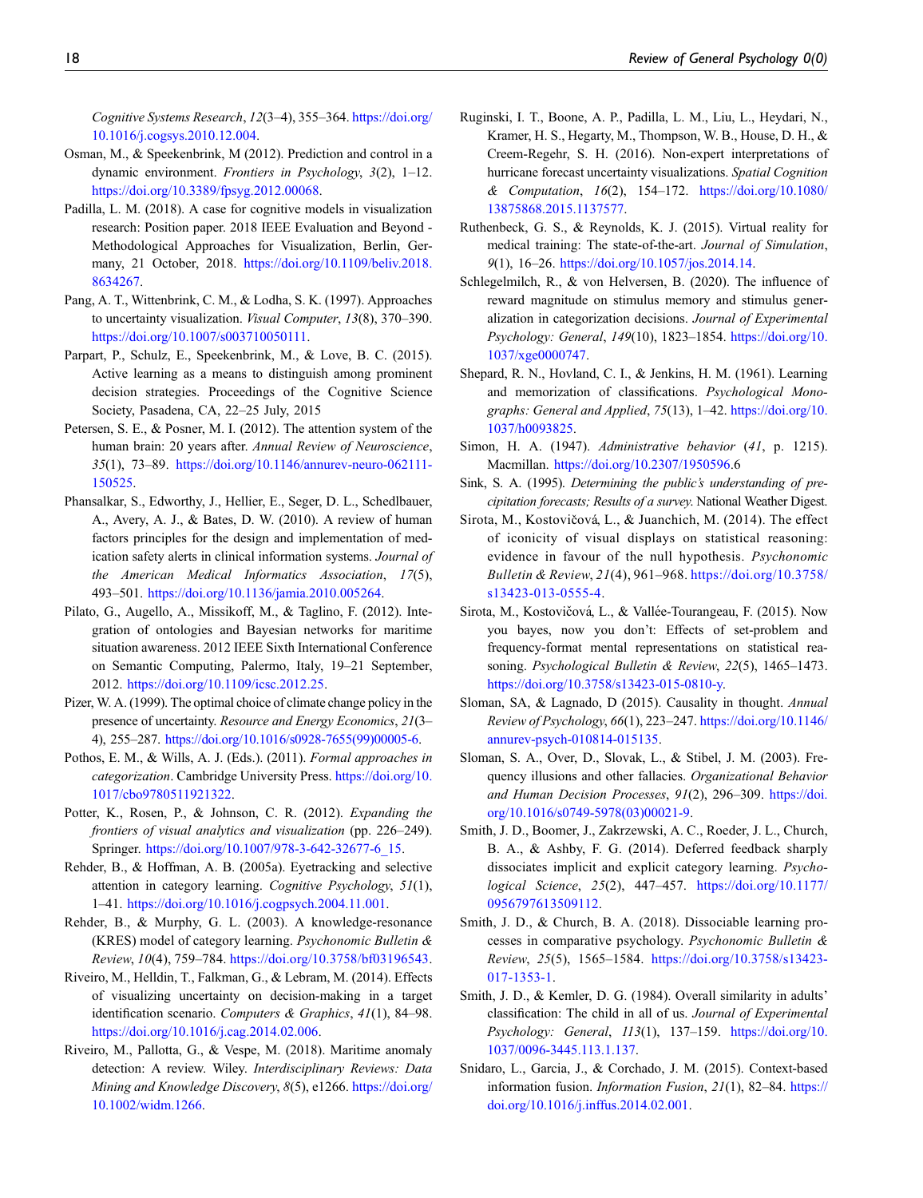*Cognitive Systems Research*, *12*(3–4), 355–364. https://doi.org/10.1016/j.cogsys.2010.12.004.

Osman, M., & Speekenbrink, M (2012). Prediction and control in a dynamic environment. *Frontiers in Psychology*, *3*(2), 1–12. https://doi.org/10.3389/fpsyg.2012.00068.

Padilla, L. M. (2018). A case for cognitive models in visualization research: Position paper. 2018 IEEE Evaluation and Beyond - Methodological Approaches for Visualization, Berlin, Germany, 21 October, 2018. https://doi.org/10.1109/beliv.2018.8634267.

Pang, A. T., Wittenbrink, C. M., & Lodha, S. K. (1997). Approaches to uncertainty visualization. *Visual Computer*, *13*(8), 370–390. https://doi.org/10.1007/s003710050111.

Parpart, P., Schulz, E., Speekenbrink, M., & Love, B. C. (2015). Active learning as a means to distinguish among prominent decision strategies. Proceedings of the Cognitive Science Society, Pasadena, CA, 22–25 July, 2015

Petersen, S. E., & Posner, M. I. (2012). The attention system of the human brain: 20 years after. *Annual Review of Neuroscience*, *35*(1), 73–89. https://doi.org/10.1146/annurev-neuro-062111-150525.

Phansalkar, S., Edworthy, J., Hellier, E., Seger, D. L., Schedlbauer, A., Avery, A. J., & Bates, D. W. (2010). A review of human factors principles for the design and implementation of medication safety alerts in clinical information systems. *Journal of the American Medical Informatics Association*, *17*(5), 493–501. https://doi.org/10.1136/jamia.2010.005264.

Pilato, G., Augello, A., Missikoff, M., & Taglino, F. (2012). Integration of ontologies and Bayesian networks for maritime situation awareness. 2012 IEEE Sixth International Conference on Semantic Computing, Palermo, Italy, 19–21 September, 2012. https://doi.org/10.1109/icsc.2012.25.

Pizer, W. A. (1999). The optimal choice of climate change policy in the presence of uncertainty. *Resource and Energy Economics*, *21*(3–4), 255–287. https://doi.org/10.1016/s0928-7655(99)00005-6.

Pothos, E. M., & Wills, A. J. (Eds.). (2011). *Formal approaches in categorization*. Cambridge University Press. https://doi.org/10.1017/cbo9780511921322.

Potter, K., Rosen, P., & Johnson, C. R. (2012). *Expanding the frontiers of visual analytics and visualization* (pp. 226–249). Springer. https://doi.org/10.1007/978-3-642-32677-6_15.

Rehder, B., & Hoffman, A. B. (2005a). Eyetracking and selective attention in category learning. *Cognitive Psychology*, *51*(1), 1–41. https://doi.org/10.1016/j.cogpsych.2004.11.001.

Rehder, B., & Murphy, G. L. (2003). A knowledge-resonance (KRES) model of category learning. *Psychonomic Bulletin & Review*, *10*(4), 759–784. https://doi.org/10.3758/bf03196543.

Riveiro, M., Helldin, T., Falkman, G., & Lebram, M. (2014). Effects of visualizing uncertainty on decision-making in a target identification scenario. *Computers & Graphics*, *41*(1), 84–98. https://doi.org/10.1016/j.cag.2014.02.006.

Riveiro, M., Pallotta, G., & Vespe, M. (2018). Maritime anomaly detection: A review. Wiley. *Interdisciplinary Reviews: Data Mining and Knowledge Discovery*, *8*(5), e1266. https://doi.org/10.1002/widm.1266.

Ruginski, I. T., Boone, A. P., Padilla, L. M., Liu, L., Heydari, N., Kramer, H. S., Hegarty, M., Thompson, W. B., House, D. H., & Creem-Regehr, S. H. (2016). Non-expert interpretations of hurricane forecast uncertainty visualizations. *Spatial Cognition & Computation*, *16*(2), 154–172. https://doi.org/10.1080/13875868.2015.1137577.

Ruthenbeck, G. S., & Reynolds, K. J. (2015). Virtual reality for medical training: The state-of-the-art. *Journal of Simulation*, *9*(1), 16–26. https://doi.org/10.1057/jos.2014.14.

Schlegelmilch, R., & von Helversen, B. (2020). The influence of reward magnitude on stimulus memory and stimulus generalization in categorization decisions. *Journal of Experimental Psychology: General*, *149*(10), 1823–1854. https://doi.org/10.1037/xge0000747.

Shepard, R. N., Hovland, C. I., & Jenkins, H. M. (1961). Learning and memorization of classifications. *Psychological Monographs: General and Applied*, *75*(13), 1–42. https://doi.org/10.1037/h0093825.

Simon, H. A. (1947). *Administrative behavior* (*41*, p. 1215). Macmillan. https://doi.org/10.2307/1950596.6

Sink, S. A. (1995). *Determining the public's understanding of precipitation forecasts; Results of a survey*. National Weather Digest.

Sirota, M., Kostovičová, L., & Juanchich, M. (2014). The effect of iconicity of visual displays on statistical reasoning: evidence in favour of the null hypothesis. *Psychonomic Bulletin & Review*, *21*(4), 961–968. https://doi.org/10.3758/s13423-013-0555-4.

Sirota, M., Kostovičová, L., & Vallée-Tourangeau, F. (2015). Now you bayes, now you don't: Effects of set-problem and frequency-format mental representations on statistical reasoning. *Psychological Bulletin & Review*, *22*(5), 1465–1473. https://doi.org/10.3758/s13423-015-0810-y.

Sloman, SA, & Lagnado, D (2015). Causality in thought. *Annual Review of Psychology*, *66*(1), 223–247. https://doi.org/10.1146/annurev-psych-010814-015135.

Sloman, S. A., Over, D., Slovak, L., & Stibel, J. M. (2003). Frequency illusions and other fallacies. *Organizational Behavior and Human Decision Processes*, *91*(2), 296–309. https://doi.org/10.1016/s0749-5978(03)00021-9.

Smith, J. D., Boomer, J., Zakrzewski, A. C., Roeder, J. L., Church, B. A., & Ashby, F. G. (2014). Deferred feedback sharply dissociates implicit and explicit category learning. *Psychological Science*, *25*(2), 447–457. https://doi.org/10.1177/0956797613509112.

Smith, J. D., & Church, B. A. (2018). Dissociable learning processes in comparative psychology. *Psychonomic Bulletin & Review*, *25*(5), 1565–1584. https://doi.org/10.3758/s13423-017-1353-1.

Smith, J. D., & Kemler, D. G. (1984). Overall similarity in adults' classification: The child in all of us. *Journal of Experimental Psychology: General*, *113*(1), 137–159. https://doi.org/10.1037/0096-3445.113.1.137.

Snidaro, L., Garcia, J., & Corchado, J. M. (2015). Context-based information fusion. *Information Fusion*, *21*(1), 82–84. https://doi.org/10.1016/j.inffus.2014.02.001.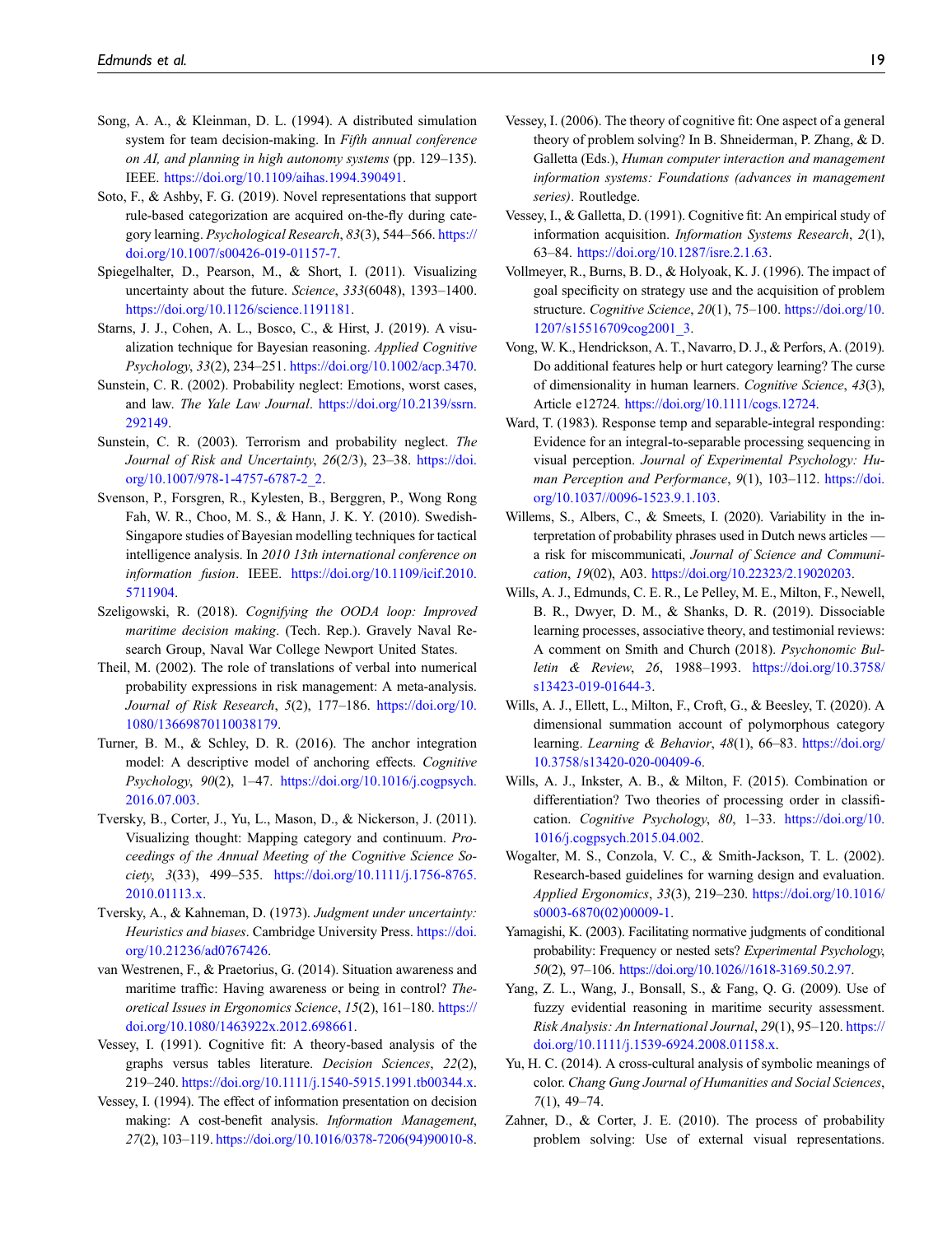Song, A. A., & Kleinman, D. L. (1994). A distributed simulation system for team decision-making. In *Fifth annual conference on AI, and planning in high autonomy systems* (pp. 129–135). IEEE. https://doi.org/10.1109/aihas.1994.390491.

Soto, F., & Ashby, F. G. (2019). Novel representations that support rule-based categorization are acquired on-the-fly during category learning. *Psychological Research*, *83*(3), 544–566. https://doi.org/10.1007/s00426-019-01157-7.

Spiegelhalter, D., Pearson, M., & Short, I. (2011). Visualizing uncertainty about the future. *Science*, *333*(6048), 1393–1400. https://doi.org/10.1126/science.1191181.

Starns, J. J., Cohen, A. L., Bosco, C., & Hirst, J. (2019). A visualization technique for Bayesian reasoning. *Applied Cognitive Psychology*, *33*(2), 234–251. https://doi.org/10.1002/acp.3470.

Sunstein, C. R. (2002). Probability neglect: Emotions, worst cases, and law. *The Yale Law Journal*. https://doi.org/10.2139/ssrn.292149.

Sunstein, C. R. (2003). Terrorism and probability neglect. *The Journal of Risk and Uncertainty*, *26*(2/3), 23–38. https://doi.org/10.1007/978-1-4757-6787-2_2.

Svenson, P., Forsgren, R., Kylesten, B., Berggren, P., Wong Rong Fah, W. R., Choo, M. S., & Hann, J. K. Y. (2010). Swedish-Singapore studies of Bayesian modelling techniques for tactical intelligence analysis. In *2010 13th international conference on information fusion*. IEEE. https://doi.org/10.1109/icif.2010.5711904.

Szeligowski, R. (2018). *Cognifying the OODA loop: Improved maritime decision making*. (Tech. Rep.). Gravely Naval Research Group, Naval War College Newport United States.

Theil, M. (2002). The role of translations of verbal into numerical probability expressions in risk management: A meta-analysis. *Journal of Risk Research*, *5*(2), 177–186. https://doi.org/10.1080/13669870110038179.

Turner, B. M., & Schley, D. R. (2016). The anchor integration model: A descriptive model of anchoring effects. *Cognitive Psychology*, *90*(2), 1–47. https://doi.org/10.1016/j.cogpsych.2016.07.003.

Tversky, B., Corter, J., Yu, L., Mason, D., & Nickerson, J. (2011). Visualizing thought: Mapping category and continuum. *Proceedings of the Annual Meeting of the Cognitive Science Society*, *3*(33), 499–535. https://doi.org/10.1111/j.1756-8765.2010.01113.x.

Tversky, A., & Kahneman, D. (1973). *Judgment under uncertainty: Heuristics and biases*. Cambridge University Press. https://doi.org/10.21236/ad0767426.

van Westrenen, F., & Praetorius, G. (2014). Situation awareness and maritime traffic: Having awareness or being in control? *Theoretical Issues in Ergonomics Science*, *15*(2), 161–180. https://doi.org/10.1080/1463922x.2012.698661.

Vessey, I. (1991). Cognitive fit: A theory-based analysis of the graphs versus tables literature. *Decision Sciences*, *22*(2), 219–240. https://doi.org/10.1111/j.1540-5915.1991.tb00344.x.

Vessey, I. (1994). The effect of information presentation on decision making: A cost-benefit analysis. *Information Management*, *27*(2), 103–119. https://doi.org/10.1016/0378-7206(94)90010-8.

Vessey, I. (2006). The theory of cognitive fit: One aspect of a general theory of problem solving? In B. Shneiderman, P. Zhang, & D. Galletta (Eds.), *Human computer interaction and management information systems: Foundations (advances in management series)*. Routledge.

Vessey, I., & Galletta, D. (1991). Cognitive fit: An empirical study of information acquisition. *Information Systems Research*, *2*(1), 63–84. https://doi.org/10.1287/isre.2.1.63.

Vollmeyer, R., Burns, B. D., & Holyoak, K. J. (1996). The impact of goal specificity on strategy use and the acquisition of problem structure. *Cognitive Science*, *20*(1), 75–100. https://doi.org/10.1207/s15516709cog2001_3.

Vong, W. K., Hendrickson, A. T., Navarro, D. J., & Perfors, A. (2019). Do additional features help or hurt category learning? The curse of dimensionality in human learners. *Cognitive Science*, *43*(3), Article e12724. https://doi.org/10.1111/cogs.12724.

Ward, T. (1983). Response temp and separable-integral responding: Evidence for an integral-to-separable processing sequencing in visual perception. *Journal of Experimental Psychology: Human Perception and Performance*, *9*(1), 103–112. https://doi.org/10.1037//0096-1523.9.1.103.

Willems, S., Albers, C., & Smeets, I. (2020). Variability in the interpretation of probability phrases used in Dutch news articles — a risk for miscommunicati, *Journal of Science and Communication*, *19*(02), A03. https://doi.org/10.22323/2.19020203.

Wills, A. J., Edmunds, C. E. R., Le Pelley, M. E., Milton, F., Newell, B. R., Dwyer, D. M., & Shanks, D. R. (2019). Dissociable learning processes, associative theory, and testimonial reviews: A comment on Smith and Church (2018). *Psychonomic Bulletin & Review*, *26*, 1988–1993. https://doi.org/10.3758/s13423-019-01644-3.

Wills, A. J., Ellett, L., Milton, F., Croft, G., & Beesley, T. (2020). A dimensional summation account of polymorphous category learning. *Learning & Behavior*, *48*(1), 66–83. https://doi.org/10.3758/s13420-020-00409-6.

Wills, A. J., Inkster, A. B., & Milton, F. (2015). Combination or differentiation? Two theories of processing order in classification. *Cognitive Psychology*, *80*, 1–33. https://doi.org/10.1016/j.cogpsych.2015.04.002.

Wogalter, M. S., Conzola, V. C., & Smith-Jackson, T. L. (2002). Research-based guidelines for warning design and evaluation. *Applied Ergonomics*, *33*(3), 219–230. https://doi.org/10.1016/s0003-6870(02)00009-1.

Yamagishi, K. (2003). Facilitating normative judgments of conditional probability: Frequency or nested sets? *Experimental Psychology*, *50*(2), 97–106. https://doi.org/10.1026//1618-3169.50.2.97.

Yang, Z. L., Wang, J., Bonsall, S., & Fang, Q. G. (2009). Use of fuzzy evidential reasoning in maritime security assessment. *Risk Analysis: An International Journal*, *29*(1), 95–120. https://doi.org/10.1111/j.1539-6924.2008.01158.x.

Yu, H. C. (2014). A cross-cultural analysis of symbolic meanings of color. *Chang Gung Journal of Humanities and Social Sciences*, *7*(1), 49–74.

Zahner, D., & Corter, J. E. (2010). The process of probability problem solving: Use of external visual representations.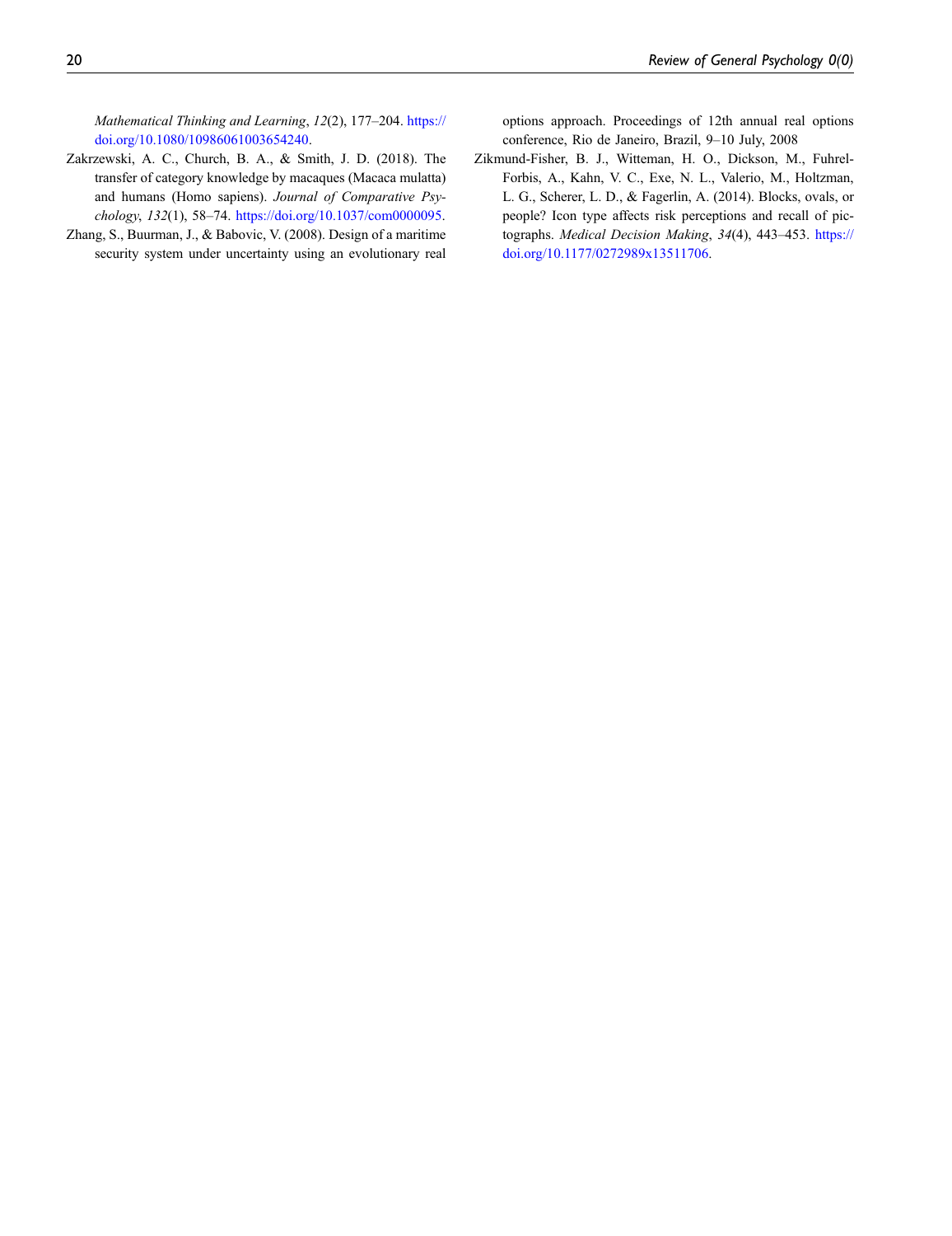*Mathematical Thinking and Learning*, *12*(2), 177–204. https://doi.org/10.1080/10986061003654240.

Zakrzewski, A. C., Church, B. A., & Smith, J. D. (2018). The transfer of category knowledge by macaques (Macaca mulatta) and humans (Homo sapiens). *Journal of Comparative Psychology*, *132*(1), 58–74. https://doi.org/10.1037/com0000095.

Zhang, S., Buurman, J., & Babovic, V. (2008). Design of a maritime security system under uncertainty using an evolutionary real options approach. Proceedings of 12th annual real options conference, Rio de Janeiro, Brazil, 9–10 July, 2008

Zikmund-Fisher, B. J., Witteman, H. O., Dickson, M., Fuhrel-Forbis, A., Kahn, V. C., Exe, N. L., Valerio, M., Holtzman, L. G., Scherer, L. D., & Fagerlin, A. (2014). Blocks, ovals, or people? Icon type affects risk perceptions and recall of pictographs. *Medical Decision Making*, *34*(4), 443–453. https://doi.org/10.1177/0272989x13511706.